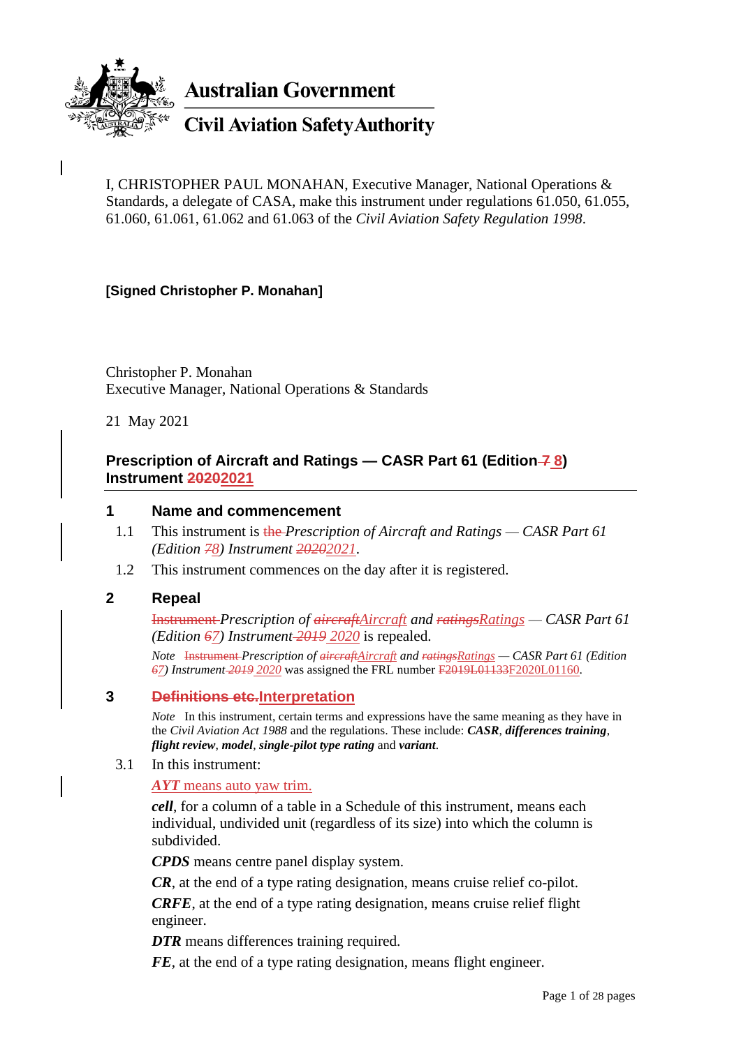**Australian Government**

**Civil Aviation Safety Authority**

I, CHRISTOPHER PAUL MONAHAN, Executive Manager, National Operations & Standards, a delegate of CASA, make this instrument under regulations 61.050, 61.055, 61.060, 61.061, 61.062 and 61.063 of the *Civil Aviation Safety Regulation 1998*.

**[Signed Christopher P. Monahan]**

Christopher P. Monahan
Executive Manager, National Operations & Standards

21 May 2021

## Prescription of Aircraft and Ratings — CASR Part 61 (Edition ~~7~~ 8) Instrument ~~2020~~2021

### 1 Name and commencement

1.1 This instrument is ~~the~~ *Prescription of Aircraft and Ratings — CASR Part 61 (Edition ~~7~~8) Instrument ~~2020~~2021*.

1.2 This instrument commences on the day after it is registered.

### 2 Repeal

~~Instrument~~ *Prescription of ~~aircraft~~Aircraft and ~~ratings~~Ratings — CASR Part 61 (Edition ~~6~~7) Instrument ~~2019~~ 2020* is repealed.

*Note* ~~Instrument~~ *Prescription of ~~aircraft~~Aircraft and ~~ratings~~Ratings — CASR Part 61 (Edition ~~6~~7) Instrument ~~2019~~ 2020* was assigned the FRL number ~~F2019L01133~~F2020L01160.

### 3 ~~Definitions etc.~~Interpretation

*Note* In this instrument, certain terms and expressions have the same meaning as they have in the *Civil Aviation Act 1988* and the regulations. These include: ***CASR***, ***differences training***, ***flight review***, ***model***, ***single-pilot type rating*** and ***variant***.

3.1 In this instrument:

***AYT*** means auto yaw trim.

***cell***, for a column of a table in a Schedule of this instrument, means each individual, undivided unit (regardless of its size) into which the column is subdivided.

***CPDS*** means centre panel display system.

***CR***, at the end of a type rating designation, means cruise relief co-pilot.

***CRFE***, at the end of a type rating designation, means cruise relief flight engineer.

***DTR*** means differences training required.

***FE***, at the end of a type rating designation, means flight engineer.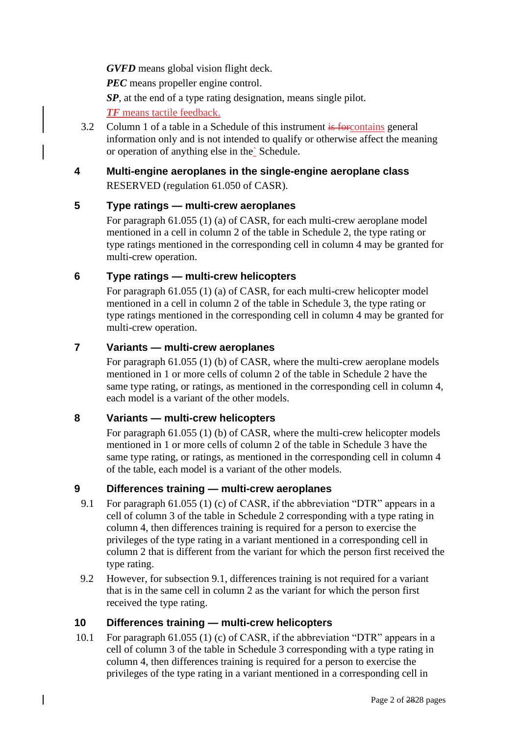***GVFD*** means global vision flight deck.

***PEC*** means propeller engine control.

***SP***, at the end of a type rating designation, means single pilot.

***TF*** means tactile feedback.

3.2 Column 1 of a table in a Schedule of this instrument ~~is for~~contains general information only and is not intended to qualify or otherwise affect the meaning or operation of anything else in the` Schedule.

## 4 Multi-engine aeroplanes in the single-engine aeroplane class

RESERVED (regulation 61.050 of CASR).

## 5 Type ratings — multi-crew aeroplanes

For paragraph 61.055 (1) (a) of CASR, for each multi-crew aeroplane model mentioned in a cell in column 2 of the table in Schedule 2, the type rating or type ratings mentioned in the corresponding cell in column 4 may be granted for multi-crew operation.

## 6 Type ratings — multi-crew helicopters

For paragraph 61.055 (1) (a) of CASR, for each multi-crew helicopter model mentioned in a cell in column 2 of the table in Schedule 3, the type rating or type ratings mentioned in the corresponding cell in column 4 may be granted for multi-crew operation.

## 7 Variants — multi-crew aeroplanes

For paragraph 61.055 (1) (b) of CASR, where the multi-crew aeroplane models mentioned in 1 or more cells of column 2 of the table in Schedule 2 have the same type rating, or ratings, as mentioned in the corresponding cell in column 4, each model is a variant of the other models.

## 8 Variants — multi-crew helicopters

For paragraph 61.055 (1) (b) of CASR, where the multi-crew helicopter models mentioned in 1 or more cells of column 2 of the table in Schedule 3 have the same type rating, or ratings, as mentioned in the corresponding cell in column 4 of the table, each model is a variant of the other models.

## 9 Differences training — multi-crew aeroplanes

9.1 For paragraph 61.055 (1) (c) of CASR, if the abbreviation "DTR" appears in a cell of column 3 of the table in Schedule 2 corresponding with a type rating in column 4, then differences training is required for a person to exercise the privileges of the type rating in a variant mentioned in a corresponding cell in column 2 that is different from the variant for which the person first received the type rating.

9.2 However, for subsection 9.1, differences training is not required for a variant that is in the same cell in column 2 as the variant for which the person first received the type rating.

## 10 Differences training — multi-crew helicopters

10.1 For paragraph 61.055 (1) (c) of CASR, if the abbreviation "DTR" appears in a cell of column 3 of the table in Schedule 3 corresponding with a type rating in column 4, then differences training is required for a person to exercise the privileges of the type rating in a variant mentioned in a corresponding cell in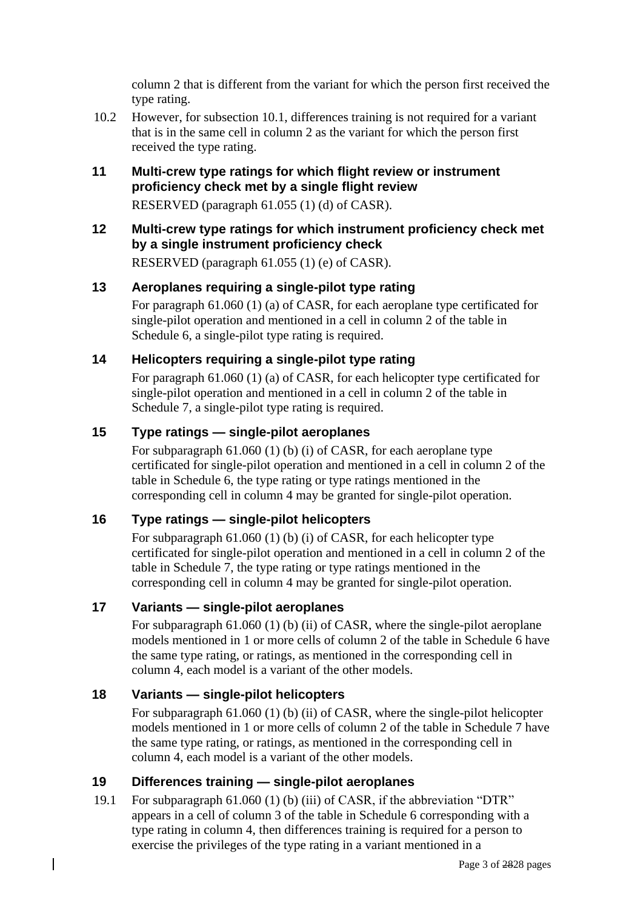column 2 that is different from the variant for which the person first received the type rating.

10.2 However, for subsection 10.1, differences training is not required for a variant that is in the same cell in column 2 as the variant for which the person first received the type rating.

## 11 Multi-crew type ratings for which flight review or instrument proficiency check met by a single flight review

RESERVED (paragraph 61.055 (1) (d) of CASR).

## 12 Multi-crew type ratings for which instrument proficiency check met by a single instrument proficiency check

RESERVED (paragraph 61.055 (1) (e) of CASR).

## 13 Aeroplanes requiring a single-pilot type rating

For paragraph 61.060 (1) (a) of CASR, for each aeroplane type certificated for single-pilot operation and mentioned in a cell in column 2 of the table in Schedule 6, a single-pilot type rating is required.

## 14 Helicopters requiring a single-pilot type rating

For paragraph 61.060 (1) (a) of CASR, for each helicopter type certificated for single-pilot operation and mentioned in a cell in column 2 of the table in Schedule 7, a single-pilot type rating is required.

## 15 Type ratings — single-pilot aeroplanes

For subparagraph 61.060 (1) (b) (i) of CASR, for each aeroplane type certificated for single-pilot operation and mentioned in a cell in column 2 of the table in Schedule 6, the type rating or type ratings mentioned in the corresponding cell in column 4 may be granted for single-pilot operation.

## 16 Type ratings — single-pilot helicopters

For subparagraph 61.060 (1) (b) (i) of CASR, for each helicopter type certificated for single-pilot operation and mentioned in a cell in column 2 of the table in Schedule 7, the type rating or type ratings mentioned in the corresponding cell in column 4 may be granted for single-pilot operation.

## 17 Variants — single-pilot aeroplanes

For subparagraph 61.060 (1) (b) (ii) of CASR, where the single-pilot aeroplane models mentioned in 1 or more cells of column 2 of the table in Schedule 6 have the same type rating, or ratings, as mentioned in the corresponding cell in column 4, each model is a variant of the other models.

## 18 Variants — single-pilot helicopters

For subparagraph 61.060 (1) (b) (ii) of CASR, where the single-pilot helicopter models mentioned in 1 or more cells of column 2 of the table in Schedule 7 have the same type rating, or ratings, as mentioned in the corresponding cell in column 4, each model is a variant of the other models.

## 19 Differences training — single-pilot aeroplanes

19.1 For subparagraph 61.060 (1) (b) (iii) of CASR, if the abbreviation "DTR" appears in a cell of column 3 of the table in Schedule 6 corresponding with a type rating in column 4, then differences training is required for a person to exercise the privileges of the type rating in a variant mentioned in a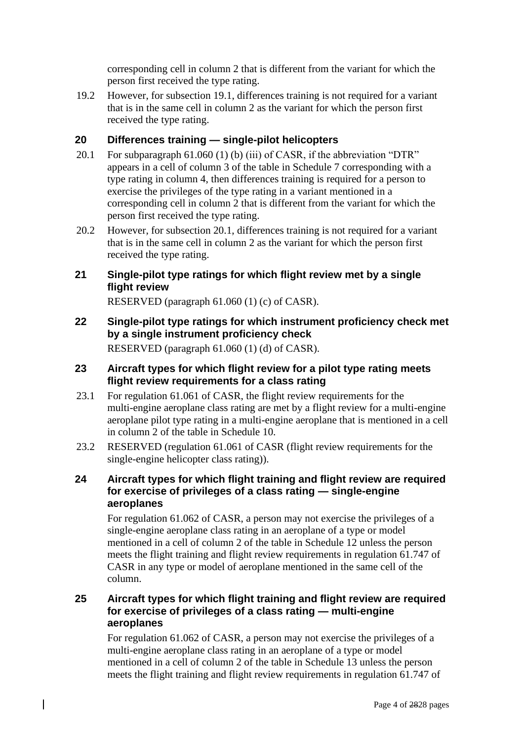corresponding cell in column 2 that is different from the variant for which the person first received the type rating.

19.2 However, for subsection 19.1, differences training is not required for a variant that is in the same cell in column 2 as the variant for which the person first received the type rating.

## 20 Differences training — single-pilot helicopters

20.1 For subparagraph 61.060 (1) (b) (iii) of CASR, if the abbreviation "DTR" appears in a cell of column 3 of the table in Schedule 7 corresponding with a type rating in column 4, then differences training is required for a person to exercise the privileges of the type rating in a variant mentioned in a corresponding cell in column 2 that is different from the variant for which the person first received the type rating.

20.2 However, for subsection 20.1, differences training is not required for a variant that is in the same cell in column 2 as the variant for which the person first received the type rating.

## 21 Single-pilot type ratings for which flight review met by a single flight review

RESERVED (paragraph 61.060 (1) (c) of CASR).

## 22 Single-pilot type ratings for which instrument proficiency check met by a single instrument proficiency check

RESERVED (paragraph 61.060 (1) (d) of CASR).

## 23 Aircraft types for which flight review for a pilot type rating meets flight review requirements for a class rating

23.1 For regulation 61.061 of CASR, the flight review requirements for the multi-engine aeroplane class rating are met by a flight review for a multi-engine aeroplane pilot type rating in a multi-engine aeroplane that is mentioned in a cell in column 2 of the table in Schedule 10.

23.2 RESERVED (regulation 61.061 of CASR (flight review requirements for the single-engine helicopter class rating)).

## 24 Aircraft types for which flight training and flight review are required for exercise of privileges of a class rating — single-engine aeroplanes

For regulation 61.062 of CASR, a person may not exercise the privileges of a single-engine aeroplane class rating in an aeroplane of a type or model mentioned in a cell of column 2 of the table in Schedule 12 unless the person meets the flight training and flight review requirements in regulation 61.747 of CASR in any type or model of aeroplane mentioned in the same cell of the column.

## 25 Aircraft types for which flight training and flight review are required for exercise of privileges of a class rating — multi-engine aeroplanes

For regulation 61.062 of CASR, a person may not exercise the privileges of a multi-engine aeroplane class rating in an aeroplane of a type or model mentioned in a cell of column 2 of the table in Schedule 13 unless the person meets the flight training and flight review requirements in regulation 61.747 of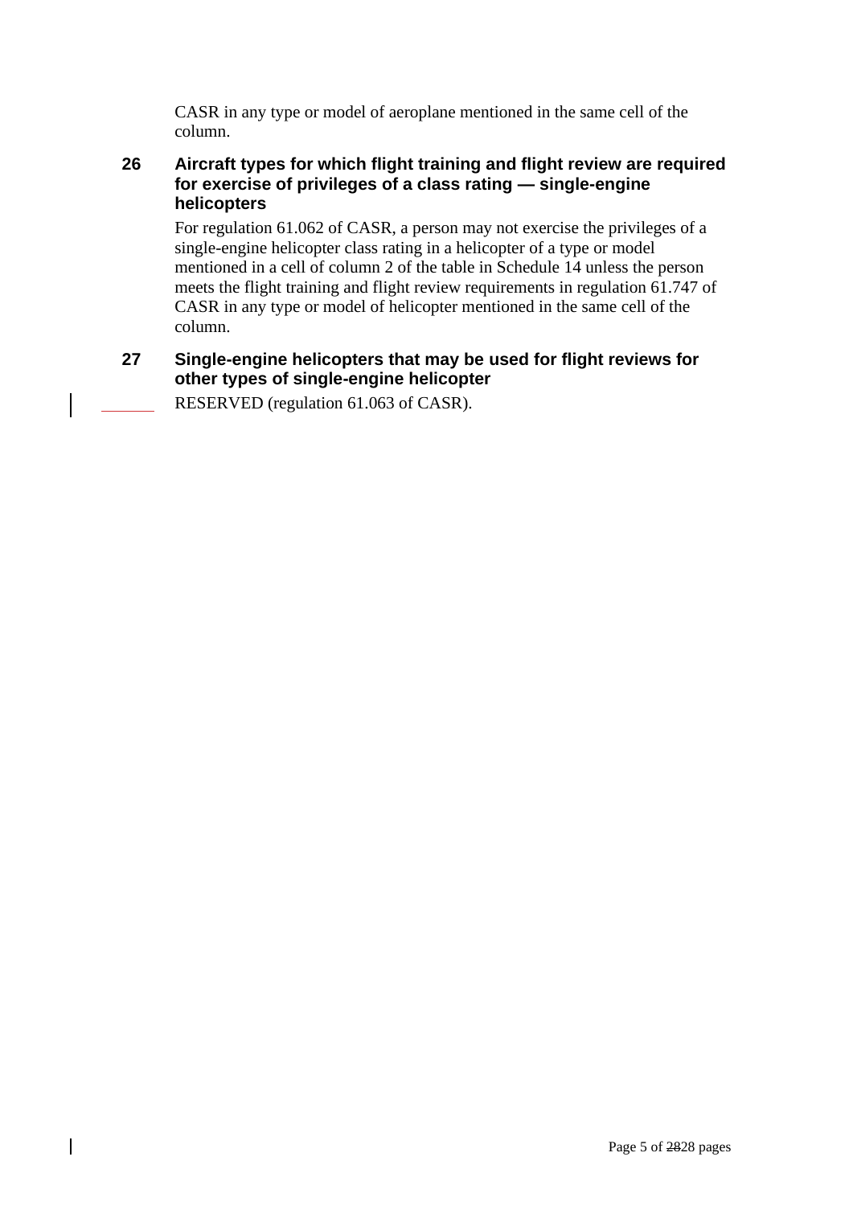CASR in any type or model of aeroplane mentioned in the same cell of the column.

### 26 Aircraft types for which flight training and flight review are required for exercise of privileges of a class rating — single-engine helicopters

For regulation 61.062 of CASR, a person may not exercise the privileges of a single-engine helicopter class rating in a helicopter of a type or model mentioned in a cell of column 2 of the table in Schedule 14 unless the person meets the flight training and flight review requirements in regulation 61.747 of CASR in any type or model of helicopter mentioned in the same cell of the column.

### 27 Single-engine helicopters that may be used for flight reviews for other types of single-engine helicopter

RESERVED (regulation 61.063 of CASR).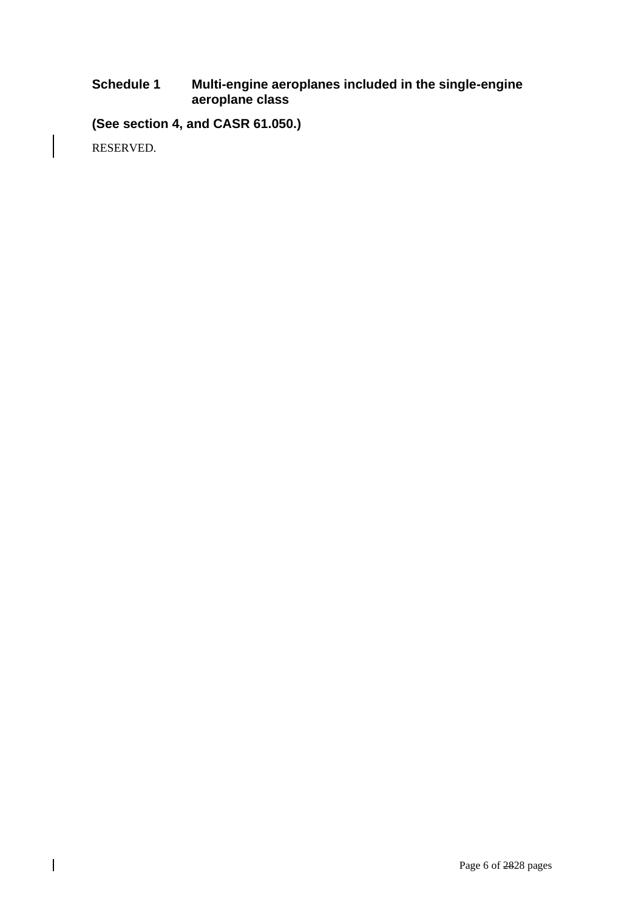## Schedule 1 Multi-engine aeroplanes included in the single-engine aeroplane class

**(See section 4, and CASR 61.050.)**

RESERVED.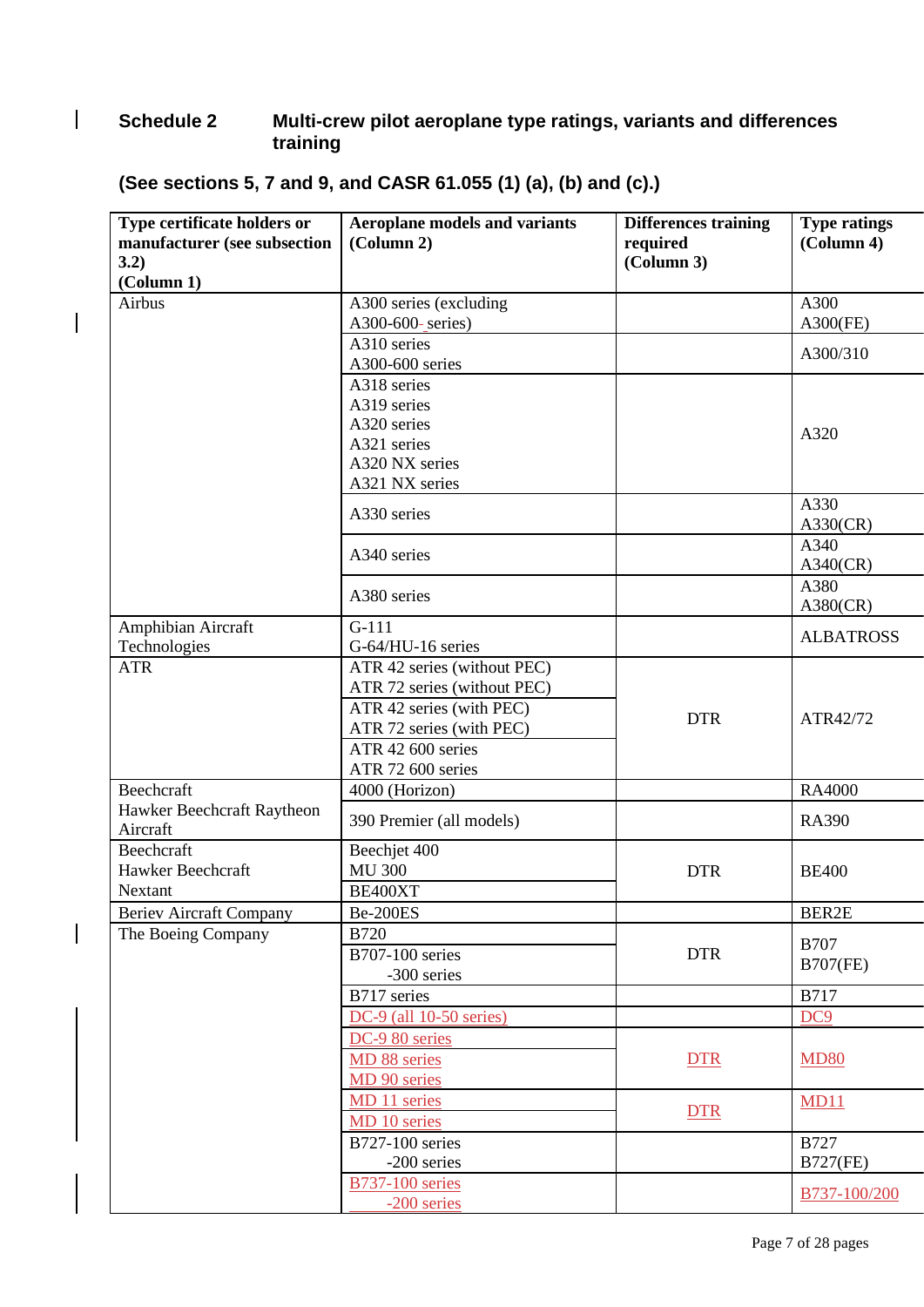## Schedule 2 Multi-crew pilot aeroplane type ratings, variants and differences training

**(See sections 5, 7 and 9, and CASR 61.055 (1) (a), (b) and (c).)**

| Type certificate holders or manufacturer (see subsection 3.2) (Column 1) | Aeroplane models and variants (Column 2) | Differences training required (Column 3) | Type ratings (Column 4) |
|---|---|---|---|
| Airbus | A300 series (excluding A300-600 series) | | A300<br>A300(FE) |
| | A310 series<br>A300-600 series | | A300/310 |
| | A318 series<br>A319 series<br>A320 series<br>A321 series<br>A320 NX series<br>A321 NX series | | A320 |
| | A330 series | | A330<br>A330(CR) |
| | A340 series | | A340<br>A340(CR) |
| | A380 series | | A380<br>A380(CR) |
| Amphibian Aircraft Technologies | G-111<br>G-64/HU-16 series | | ALBATROSS |
| ATR | ATR 42 series (without PEC)<br>ATR 72 series (without PEC) | DTR | ATR42/72 |
| | ATR 42 series (with PEC)<br>ATR 72 series (with PEC) | | |
| | ATR 42 600 series<br>ATR 72 600 series | | |
| Beechcraft | 4000 (Horizon) | | RA4000 |
| Hawker Beechcraft Raytheon Aircraft | 390 Premier (all models) | | RA390 |
| Beechcraft<br>Hawker Beechcraft<br>Nextant | Beechjet 400<br>MU 300 | DTR | BE400 |
| | BE400XT | | |
| Beriev Aircraft Company | Be-200ES | | BER2E |
| The Boeing Company | B720 | DTR | B707<br>B707(FE) |
| | B707-100 series<br>-300 series | | |
| | B717 series | | B717 |
| | DC-9 (all 10-50 series) | | DC9 |
| | DC-9 80 series | DTR | MD80 |
| | MD 88 series | | |
| | MD 90 series | | |
| | MD 11 series | DTR | MD11 |
| | MD 10 series | | |
| | B727-100 series<br>-200 series | | B727<br>B727(FE) |
| | B737-100 series<br>-200 series | | B737-100/200 |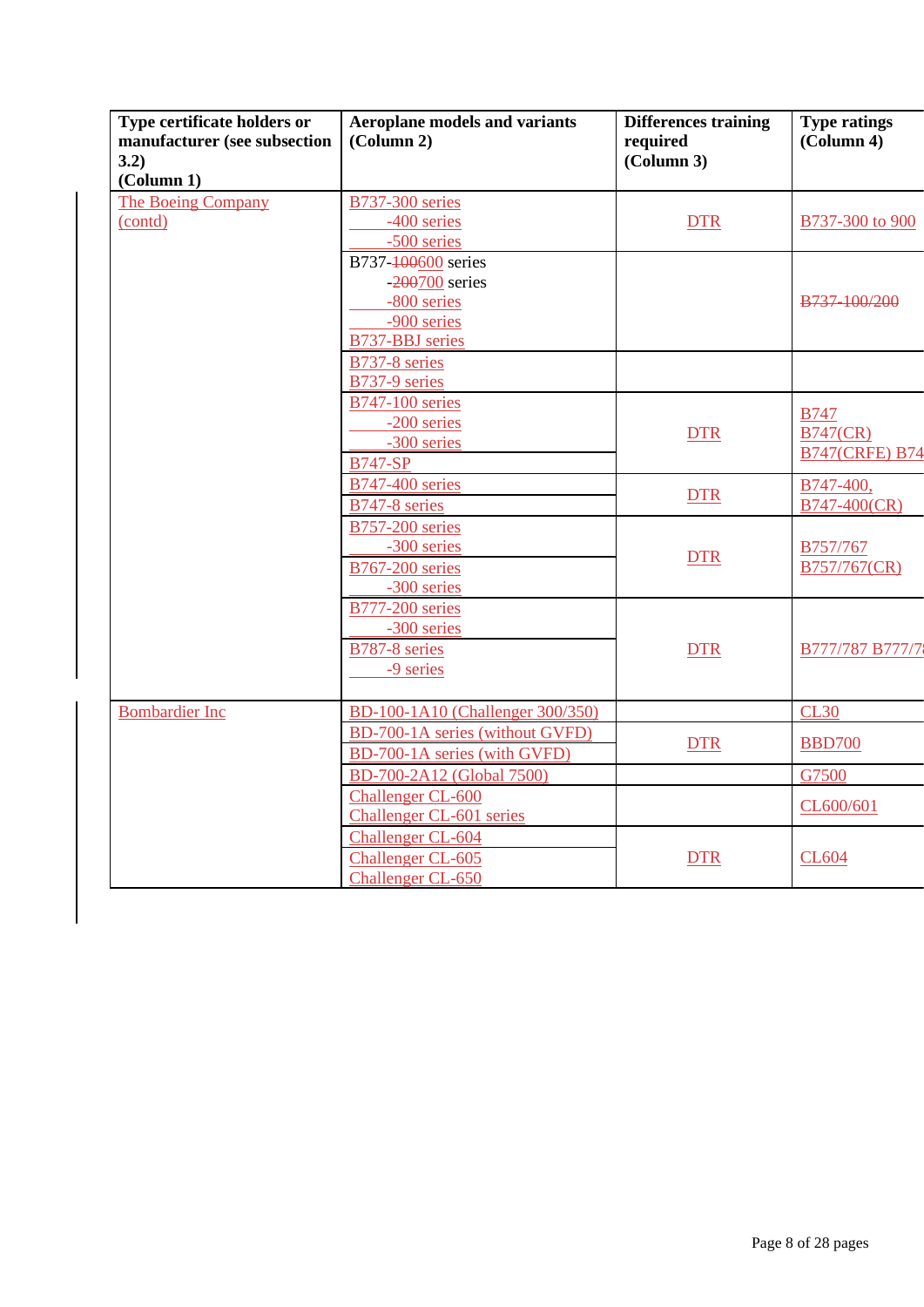| Type certificate holders or manufacturer (see subsection 3.2) (Column 1) | Aeroplane models and variants (Column 2) | Differences training required (Column 3) | Type ratings (Column 4) |
|---|---|---|---|
| The Boeing Company (contd) | B737-300 series<br>-400 series<br>-500 series | DTR | B737-300 to 900 |
| | B737-~~100~~600 series<br>-~~200~~700 series<br>-800 series<br>-900 series<br>B737-BBJ series | | ~~B737-100/200~~ |
| | B737-8 series<br>B737-9 series | | |
| | B747-100 series<br>-200 series<br>-300 series<br>B747-SP | DTR | B747<br>B747(CR)<br>B747(CRFE) B74 |
| | B747-400 series<br>B747-8 series | DTR | B747-400,<br>B747-400(CR) |
| | B757-200 series<br>-300 series<br>B767-200 series<br>-300 series | DTR | B757/767<br>B757/767(CR) |
| | B777-200 series<br>-300 series<br>B787-8 series<br>-9 series | DTR | B777/787 B777/7 |
| Bombardier Inc | BD-100-1A10 (Challenger 300/350) | | CL30 |
| | BD-700-1A series (without GVFD)<br>BD-700-1A series (with GVFD) | DTR | BBD700 |
| | BD-700-2A12 (Global 7500) | | G7500 |
| | Challenger CL-600<br>Challenger CL-601 series | | CL600/601 |
| | Challenger CL-604<br>Challenger CL-605<br>Challenger CL-650 | DTR | CL604 |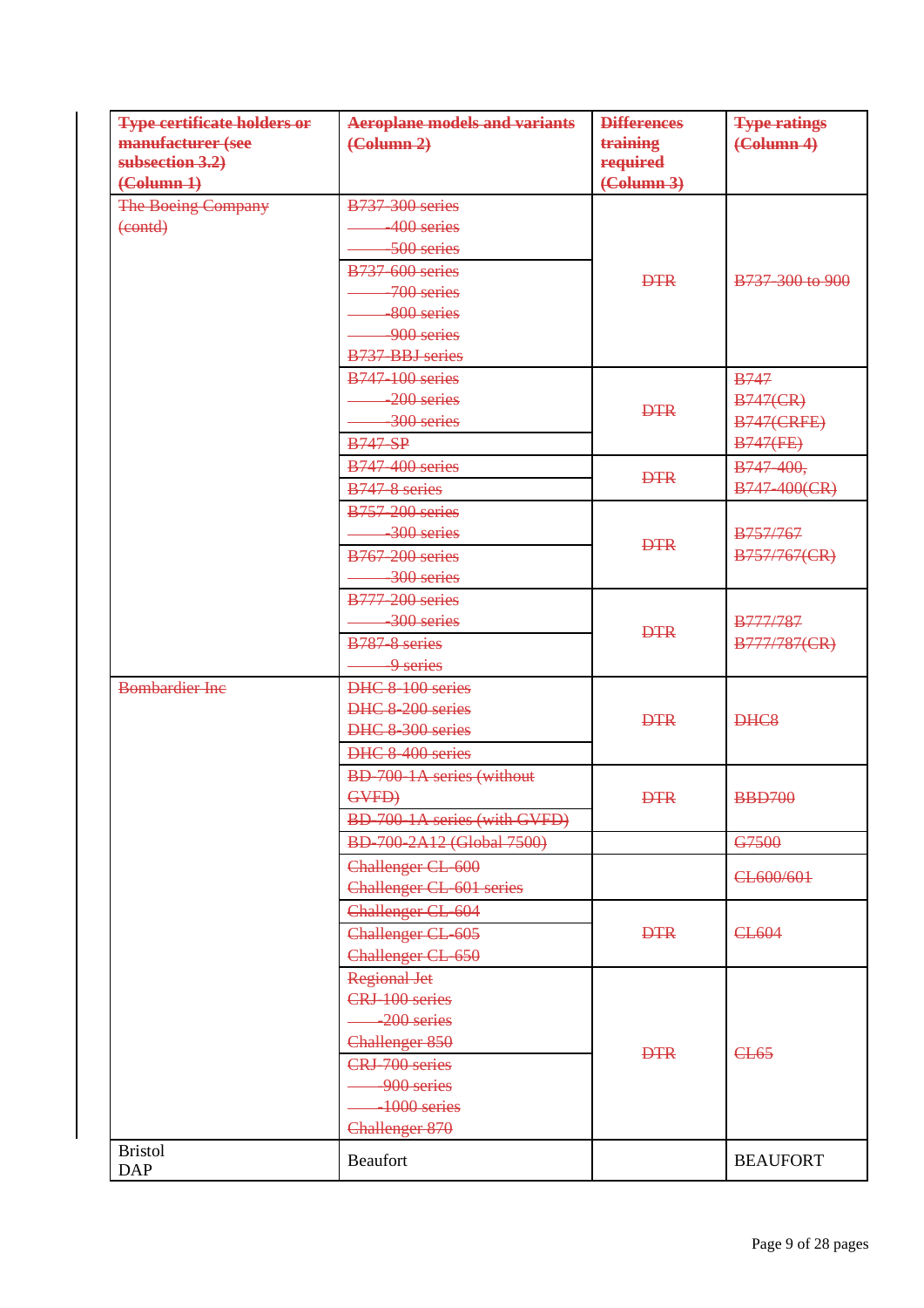| ~~Type certificate holders or manufacturer (see subsection 3.2) (Column 1)~~ | ~~Aeroplane models and variants (Column 2)~~ | ~~Differences training required (Column 3)~~ | ~~Type ratings (Column 4)~~ |
|---|---|---|---|
| ~~The Boeing Company (contd)~~ | ~~B737-300 series~~<br>~~-400 series~~<br>~~-500 series~~ | ~~DTR~~ | ~~B737-300 to 900~~ |
| | ~~B737-600 series~~<br>~~-700 series~~<br>~~-800 series~~<br>~~-900 series~~<br>~~B737-BBJ series~~ | | |
| | ~~B747-100 series~~<br>~~-200 series~~<br>~~-300 series~~ | ~~DTR~~ | ~~B747~~<br>~~B747(CR)~~<br>~~B747(CRFE)~~<br>~~B747(FE)~~ |
| | ~~B747-SP~~ | | |
| | ~~B747-400 series~~ | ~~DTR~~ | ~~B747-400,~~<br>~~B747-400(CR)~~ |
| | ~~B747-8 series~~ | | |
| | ~~B757-200 series~~<br>~~-300 series~~ | ~~DTR~~ | ~~B757/767~~<br>~~B757/767(CR)~~ |
| | ~~B767-200 series~~<br>~~-300 series~~ | | |
| | ~~B777-200 series~~<br>~~-300 series~~ | ~~DTR~~ | ~~B777/787~~<br>~~B777/787(CR)~~ |
| | ~~B787-8 series~~<br>~~-9 series~~ | | |
| ~~Bombardier Inc~~ | ~~DHC-8-100 series~~<br>~~DHC-8-200 series~~<br>~~DHC-8-300 series~~ | ~~DTR~~ | ~~DHC8~~ |
| | ~~DHC-8-400 series~~ | | |
| | ~~BD-700-1A series (without GVFD)~~ | ~~DTR~~ | ~~BBD700~~ |
| | ~~BD-700-1A series (with GVFD)~~ | | |
| | ~~BD-700-2A12 (Global 7500)~~ | | ~~G7500~~ |
| | ~~Challenger CL-600~~<br>~~Challenger CL-601 series~~ | | ~~CL600/601~~ |
| | ~~Challenger CL-604~~ | ~~DTR~~ | ~~CL604~~ |
| | ~~Challenger CL-605~~<br>~~Challenger CL-650~~ | | |
| | ~~Regional Jet~~<br>~~CRJ-100 series~~<br>~~-200 series~~<br>~~Challenger 850~~ | ~~DTR~~ | ~~CL65~~ |
| | ~~CRJ-700 series~~<br>~~-900 series~~<br>~~-1000 series~~<br>~~Challenger 870~~ | | |
| Bristol<br>DAP | Beaufort | | BEAUFORT |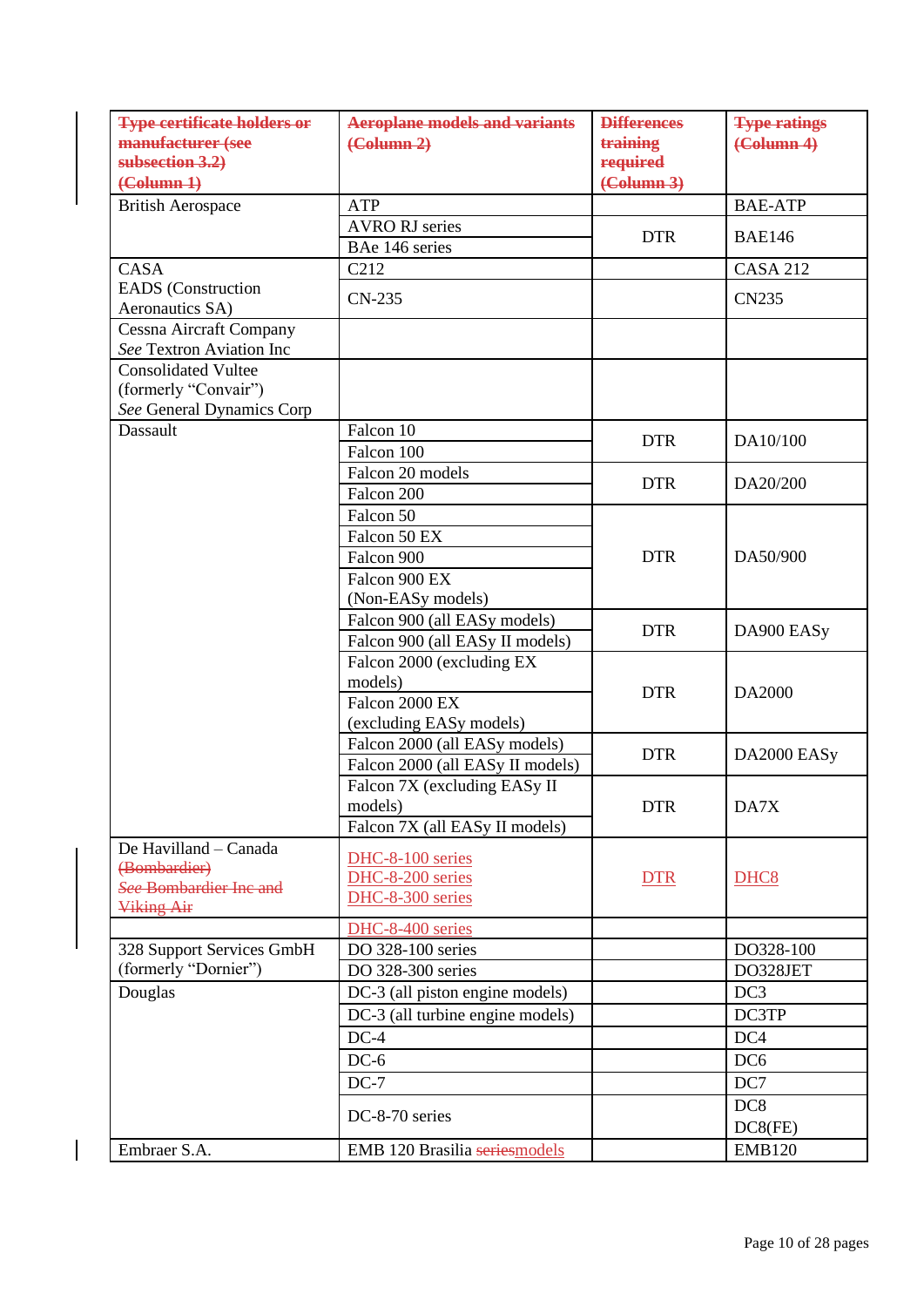| ~~Type certificate holders or manufacturer (see subsection 3.2) (Column 1)~~ | ~~Aeroplane models and variants (Column 2)~~ | ~~Differences training required (Column 3)~~ | ~~Type ratings (Column 4)~~ |
|---|---|---|---|
| British Aerospace | ATP | | BAE-ATP |
| | AVRO RJ series | DTR | BAE146 |
| | BAe 146 series | | |
| CASA | C212 | | CASA 212 |
| EADS (Construction Aeronautics SA) | CN-235 | | CN235 |
| Cessna Aircraft Company *See* Textron Aviation Inc | | | |
| Consolidated Vultee (formerly “Convair”) *See* General Dynamics Corp | | | |
| Dassault | Falcon 10 | DTR | DA10/100 |
| | Falcon 100 | | |
| | Falcon 20 models | DTR | DA20/200 |
| | Falcon 200 | | |
| | Falcon 50 | DTR | DA50/900 |
| | Falcon 50 EX | | |
| | Falcon 900 | | |
| | Falcon 900 EX (Non-EASy models) | | |
| | Falcon 900 (all EASy models) | DTR | DA900 EASy |
| | Falcon 900 (all EASy II models) | | |
| | Falcon 2000 (excluding EX models) | DTR | DA2000 |
| | Falcon 2000 EX (excluding EASy models) | | |
| | Falcon 2000 (all EASy models) | DTR | DA2000 EASy |
| | Falcon 2000 (all EASy II models) | | |
| | Falcon 7X (excluding EASy II models) | DTR | DA7X |
| | Falcon 7X (all EASy II models) | | |
| De Havilland – Canada ~~(Bombardier)~~ ~~*See* Bombardier Inc and Viking Air~~ | DHC-8-100 series DHC-8-200 series DHC-8-300 series | DTR | DHC8 |
| | DHC-8-400 series | | |
| 328 Support Services GmbH (formerly “Dornier”) | DO 328-100 series | | DO328-100 |
| | DO 328-300 series | | DO328JET |
| Douglas | DC-3 (all piston engine models) | | DC3 |
| | DC-3 (all turbine engine models) | | DC3TP |
| | DC-4 | | DC4 |
| | DC-6 | | DC6 |
| | DC-7 | | DC7 |
| | DC-8-70 series | | DC8 DC8(FE) |
| Embraer S.A. | EMB 120 Brasilia ~~series~~models | | EMB120 |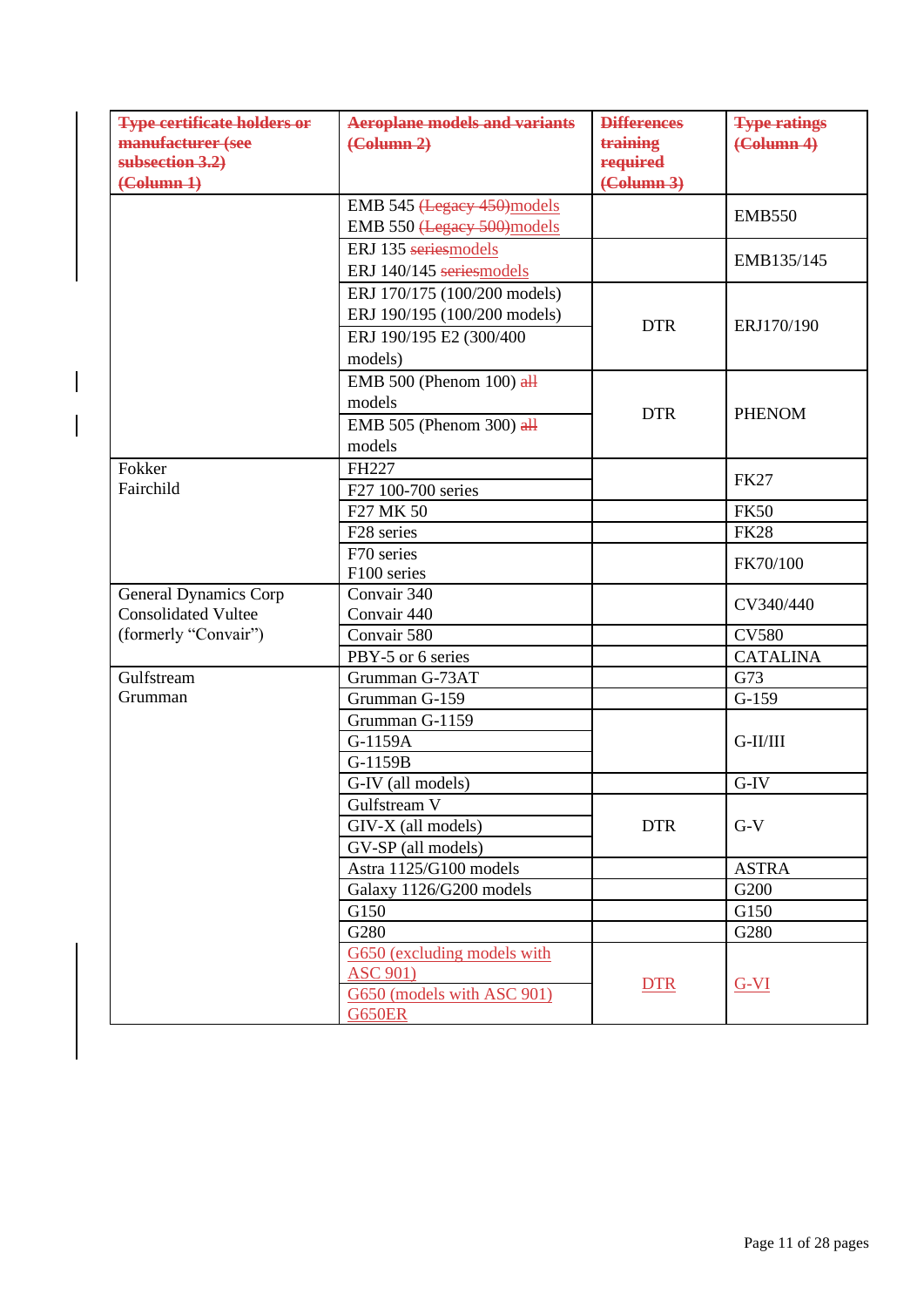| ~~Type certificate holders or manufacturer (see subsection 3.2) (Column 1)~~ | ~~Aeroplane models and variants (Column 2)~~ | ~~Differences training required (Column 3)~~ | ~~Type ratings (Column 4)~~ |
|---|---|---|---|
| | EMB 545 ~~(Legacy 450)~~models<br>EMB 550 ~~(Legacy 500)~~models | | EMB550 |
| | ERJ 135 ~~series~~models<br>ERJ 140/145 ~~series~~models | | EMB135/145 |
| | ERJ 170/175 (100/200 models)<br>ERJ 190/195 (100/200 models)<br>ERJ 190/195 E2 (300/400 models) | DTR | ERJ170/190 |
| | EMB 500 (Phenom 100) ~~all~~ models<br>EMB 505 (Phenom 300) ~~all~~ models | DTR | PHENOM |
| Fokker<br>Fairchild | FH227<br>F27 100-700 series | | FK27 |
| | F27 MK 50 | | FK50 |
| | F28 series | | FK28 |
| | F70 series<br>F100 series | | FK70/100 |
| General Dynamics Corp<br>Consolidated Vultee<br>(formerly "Convair") | Convair 340<br>Convair 440 | | CV340/440 |
| | Convair 580 | | CV580 |
| | PBY-5 or 6 series | | CATALINA |
| Gulfstream<br>Grumman | Grumman G-73AT | | G73 |
| | Grumman G-159 | | G-159 |
| | Grumman G-1159<br>G-1159A<br>G-1159B | | G-II/III |
| | G-IV (all models) | | G-IV |
| | Gulfstream V<br>GIV-X (all models)<br>GV-SP (all models) | DTR | G-V |
| | Astra 1125/G100 models | | ASTRA |
| | Galaxy 1126/G200 models | | G200 |
| | G150 | | G150 |
| | G280 | | G280 |
| | G650 (excluding models with ASC 901)<br>G650 (models with ASC 901)<br>G650ER | DTR | G-VI |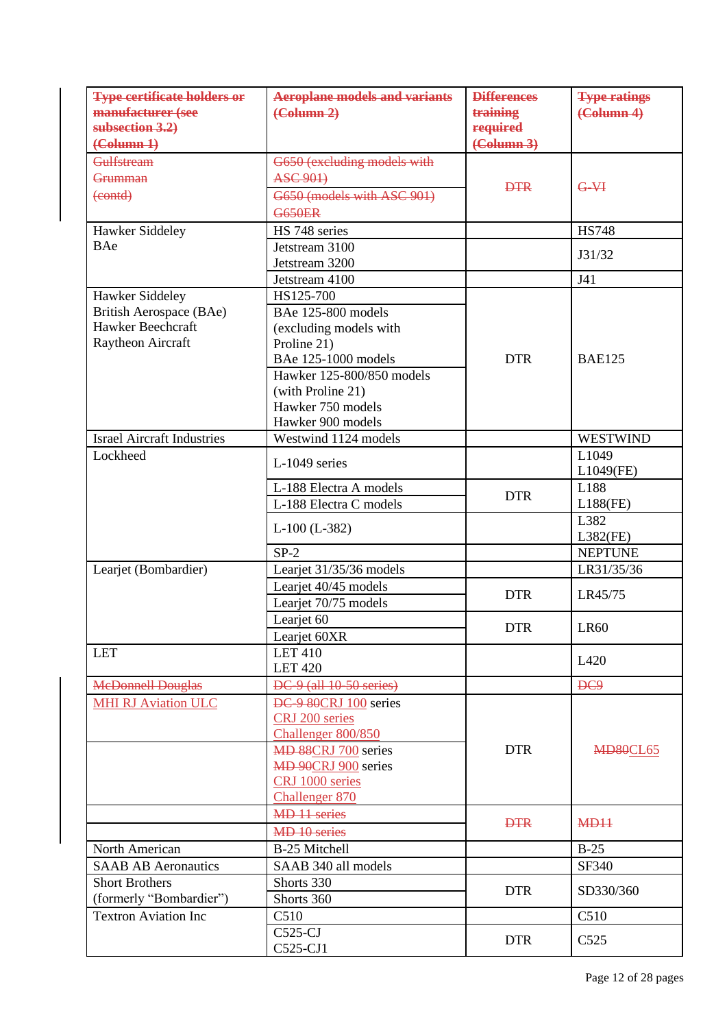| Type certificate holders or manufacturer (see subsection 3.2) (Column 1) | Aeroplane models and variants (Column 2) | Differences training required (Column 3) | Type ratings (Column 4) |
|---|---|---|---|
| Gulfstream Grumman (contd) | G650 (excluding models with ASC 901) | DTR | G-VI |
| | G650 (models with ASC 901) G650ER | | |
| Hawker Siddeley | HS 748 series | | HS748 |
| BAe | Jetstream 3100 Jetstream 3200 | | J31/32 |
| | Jetstream 4100 | | J41 |
| Hawker Siddeley British Aerospace (BAe) Hawker Beechcraft Raytheon Aircraft | HS125-700 | DTR | BAE125 |
| | BAe 125-800 models (excluding models with Proline 21) BAe 125-1000 models | | |
| | Hawker 125-800/850 models (with Proline 21) Hawker 750 models Hawker 900 models | | |
| Israel Aircraft Industries | Westwind 1124 models | | WESTWIND |
| Lockheed | L-1049 series | | L1049 L1049(FE) |
| | L-188 Electra A models | DTR | L188 L188(FE) |
| | L-188 Electra C models | | |
| | L-100 (L-382) | | L382 L382(FE) |
| | SP-2 | | NEPTUNE |
| Learjet (Bombardier) | Learjet 31/35/36 models | | LR31/35/36 |
| | Learjet 40/45 models | DTR | LR45/75 |
| | Learjet 70/75 models | | |
| | Learjet 60 | DTR | LR60 |
| | Learjet 60XR | | |
| LET | LET 410 LET 420 | | L420 |
| McDonnell Douglas | DC-9 (all 10-50 series) | | DC9 |
| MHI RJ Aviation ULC | DC-9-80CRJ 100 series CRJ 200 series Challenger 800/850 | DTR | MD80CL65 |
| | MD-88CRJ 700 series MD-90CRJ 900 series CRJ 1000 series Challenger 870 | | |
| | MD-11 series | DTR | MD11 |
| | MD-10 series | | |
| North American | B-25 Mitchell | | B-25 |
| SAAB AB Aeronautics | SAAB 340 all models | | SF340 |
| Short Brothers (formerly "Bombardier") | Shorts 330 | DTR | SD330/360 |
| | Shorts 360 | | |
| Textron Aviation Inc | C510 | | C510 |
| | C525-CJ C525-CJ1 | DTR | C525 |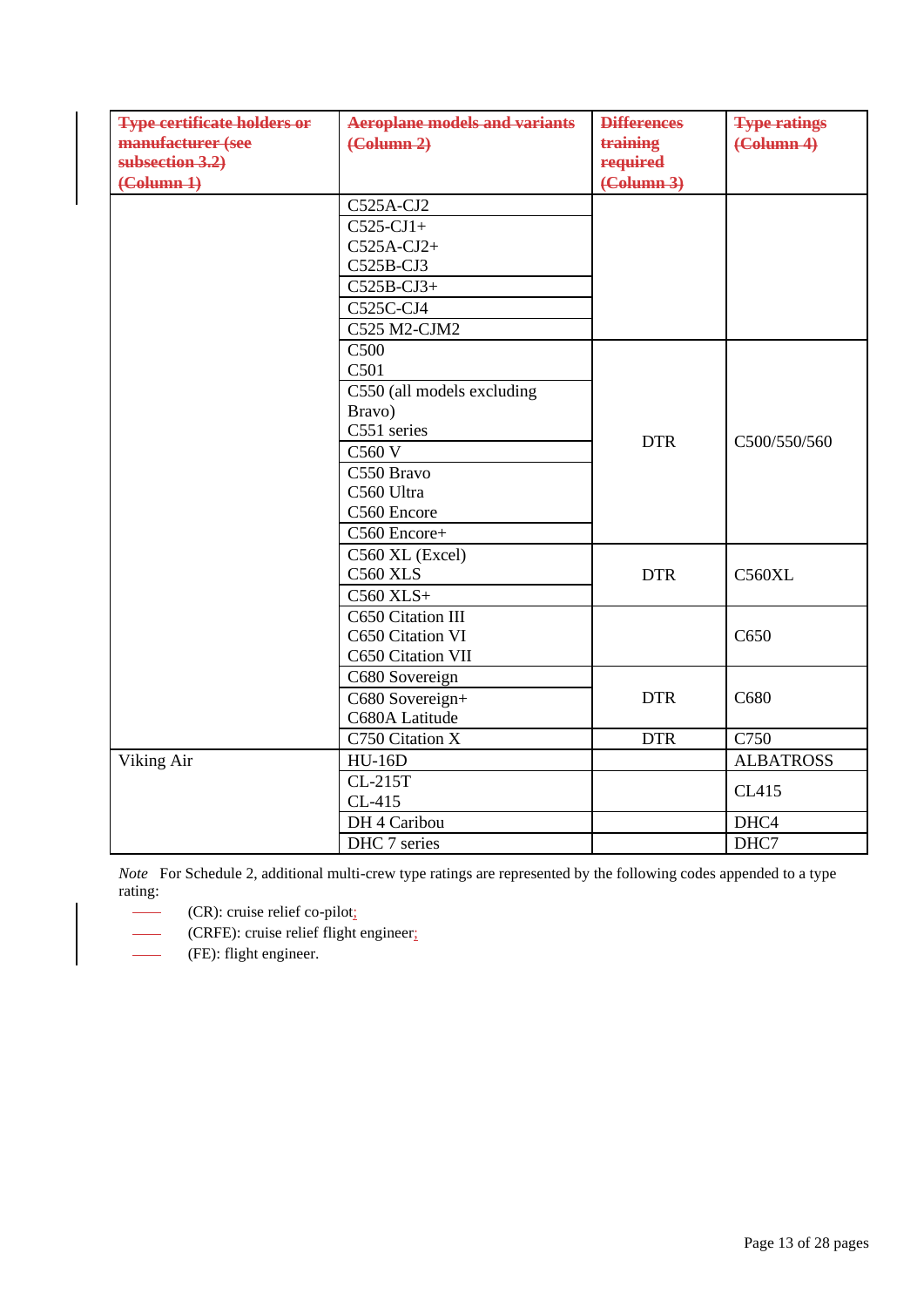| ~~Type certificate holders or manufacturer (see subsection 3.2) (Column 1)~~ | ~~Aeroplane models and variants (Column 2)~~ | ~~Differences training required (Column 3)~~ | ~~Type ratings (Column 4)~~ |
|---|---|---|---|
| | C525A-CJ2 | | |
| | C525-CJ1+<br>C525A-CJ2+<br>C525B-CJ3 | | |
| | C525B-CJ3+ | | |
| | C525C-CJ4 | | |
| | C525 M2-CJM2 | | |
| | C500<br>C501 | DTR | C500/550/560 |
| | C550 (all models excluding Bravo)<br>C551 series | | |
| | C560 V | | |
| | C550 Bravo<br>C560 Ultra<br>C560 Encore | | |
| | C560 Encore+ | | |
| | C560 XL (Excel)<br>C560 XLS | DTR | C560XL |
| | C560 XLS+ | | |
| | C650 Citation III<br>C650 Citation VI<br>C650 Citation VII | | C650 |
| | C680 Sovereign | DTR | C680 |
| | C680 Sovereign+<br>C680A Latitude | | |
| | C750 Citation X | DTR | C750 |
| Viking Air | HU-16D | | ALBATROSS |
| | CL-215T<br>CL-415 | | CL415 |
| | DH 4 Caribou | | DHC4 |
| | DHC 7 series | | DHC7 |

*Note* For Schedule 2, additional multi-crew type ratings are represented by the following codes appended to a type rating:

- (CR): cruise relief co-pilot;
- (CRFE): cruise relief flight engineer;
- (FE): flight engineer.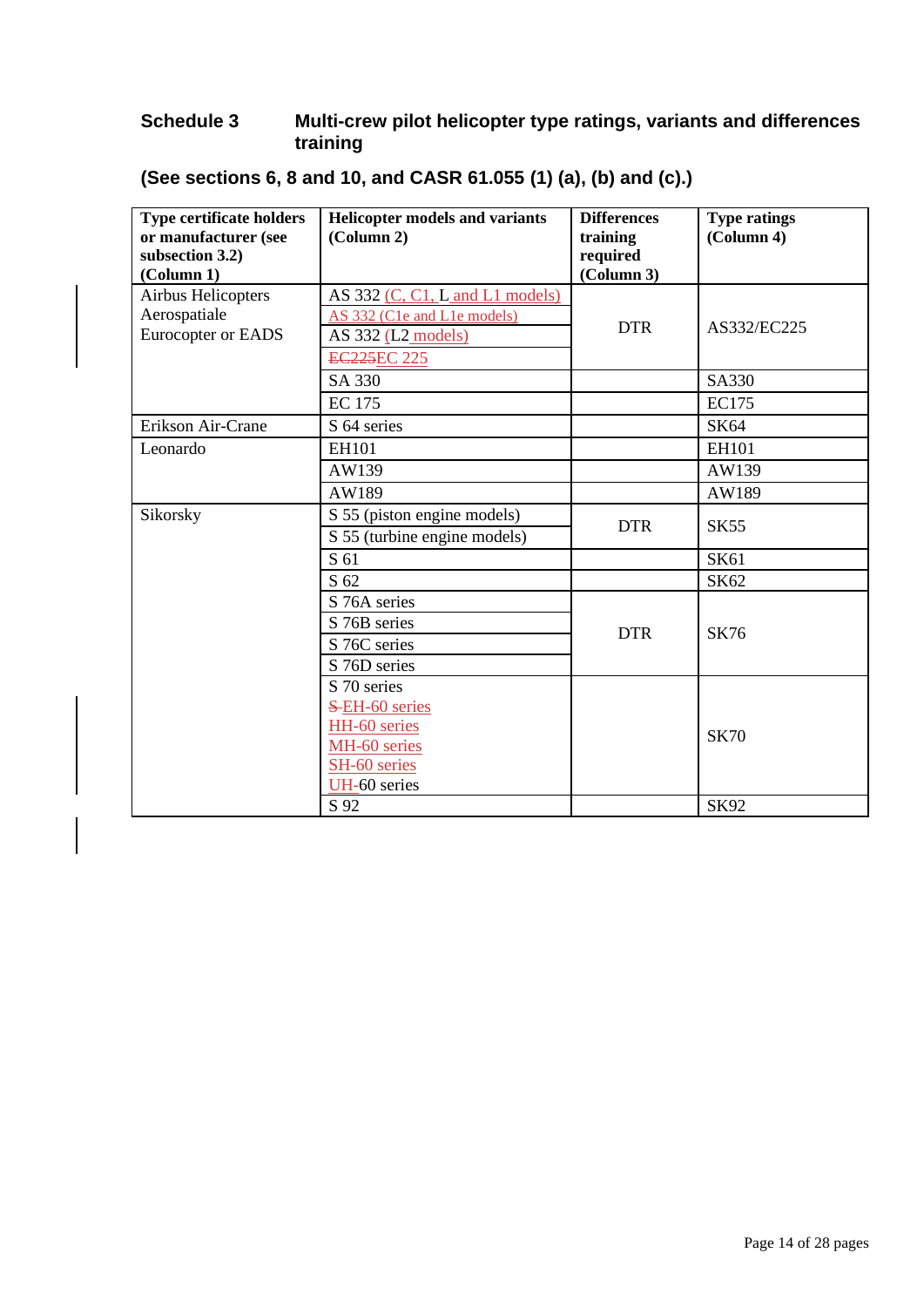## Schedule 3 Multi-crew pilot helicopter type ratings, variants and differences training

**(See sections 6, 8 and 10, and CASR 61.055 (1) (a), (b) and (c).)**

| **Type certificate holders or manufacturer (see subsection 3.2) (Column 1)** | **Helicopter models and variants (Column 2)** | **Differences training required (Column 3)** | **Type ratings (Column 4)** |
|---|---|---|---|
| Airbus Helicopters Aerospatiale Eurocopter or EADS | AS 332 (C, C1, L and L1 models) | DTR | AS332/EC225 |
| | AS 332 (C1e and L1e models) | | |
| | AS 332 (L2 models) | | |
| | ~~EC225~~EC 225 | | |
| | SA 330 | | SA330 |
| | EC 175 | | EC175 |
| Erikson Air-Crane | S 64 series | | SK64 |
| Leonardo | EH101 | | EH101 |
| | AW139 | | AW139 |
| | AW189 | | AW189 |
| Sikorsky | S 55 (piston engine models) | DTR | SK55 |
| | S 55 (turbine engine models) | | |
| | S 61 | | SK61 |
| | S 62 | | SK62 |
| | S 76A series | DTR | SK76 |
| | S 76B series | | |
| | S 76C series | | |
| | S 76D series | | |
| | S 70 series<br>~~S~~ EH-60 series<br>HH-60 series<br>MH-60 series<br>SH-60 series<br>UH-60 series | | SK70 |
| | S 92 | | SK92 |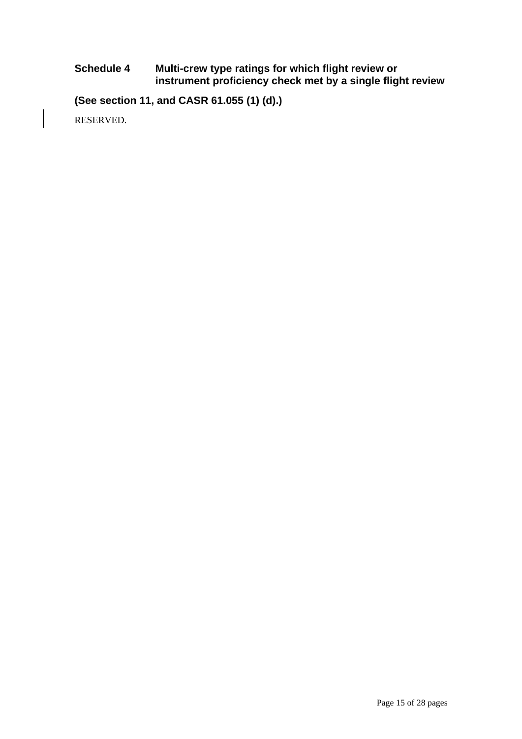## Schedule 4 Multi-crew type ratings for which flight review or instrument proficiency check met by a single flight review

**(See section 11, and CASR 61.055 (1) (d).)**

RESERVED.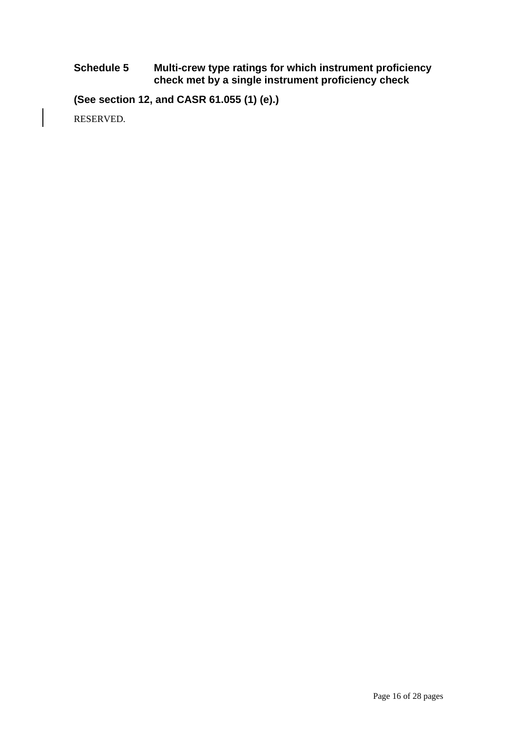## Schedule 5 Multi-crew type ratings for which instrument proficiency check met by a single instrument proficiency check

**(See section 12, and CASR 61.055 (1) (e).)**

RESERVED.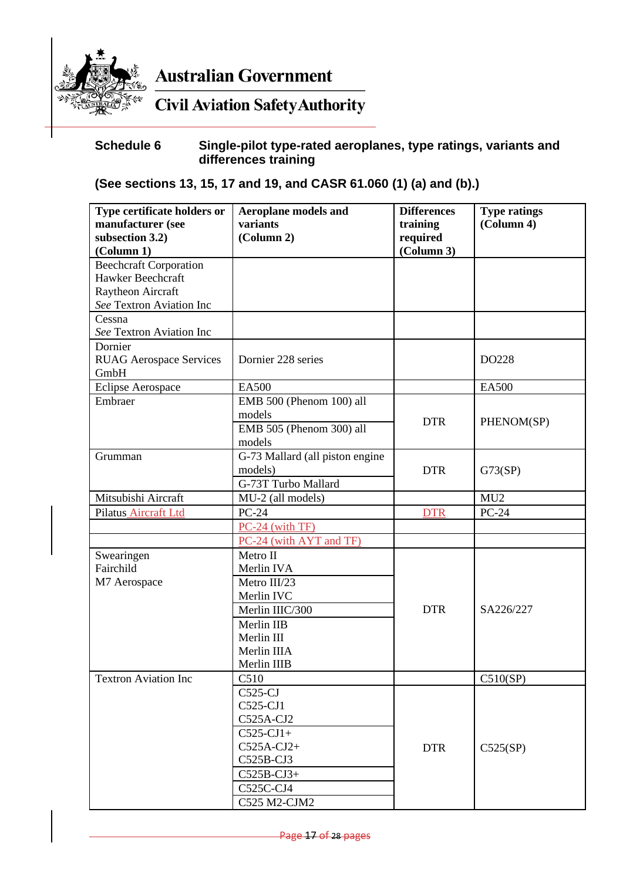Australian Government

Civil Aviation Safety Authority

## Schedule 6 Single-pilot type-rated aeroplanes, type ratings, variants and differences training

**(See sections 13, 15, 17 and 19, and CASR 61.060 (1) (a) and (b).)**

| Type certificate holders or manufacturer (see subsection 3.2) (Column 1) | Aeroplane models and variants (Column 2) | Differences training required (Column 3) | Type ratings (Column 4) |
|---|---|---|---|
| Beechcraft Corporation<br>Hawker Beechcraft<br>Raytheon Aircraft<br>*See* Textron Aviation Inc | | | |
| Cessna<br>*See* Textron Aviation Inc | | | |
| Dornier<br>RUAG Aerospace Services GmbH | Dornier 228 series | | DO228 |
| Eclipse Aerospace | EA500 | | EA500 |
| Embraer | EMB 500 (Phenom 100) all models<br>EMB 505 (Phenom 300) all models | DTR | PHENOM(SP) |
| Grumman | G-73 Mallard (all piston engine models)<br>G-73T Turbo Mallard | DTR | G73(SP) |
| Mitsubishi Aircraft | MU-2 (all models) | | MU2 |
| Pilatus Aircraft Ltd | PC-24 | DTR | PC-24 |
| | PC-24 (with TF) | | |
| | PC-24 (with AYT and TF) | | |
| Swearingen<br>Fairchild<br>M7 Aerospace | Metro II<br>Merlin IVA<br>Metro III/23<br>Merlin IVC<br>Merlin IIIC/300<br>Merlin IIB<br>Merlin III<br>Merlin IIIA<br>Merlin IIIB | DTR | SA226/227 |
| Textron Aviation Inc | C510 | | C510(SP) |
| | C525-CJ<br>C525-CJ1<br>C525A-CJ2<br>C525-CJ1+<br>C525A-CJ2+<br>C525B-CJ3<br>C525B-CJ3+<br>C525C-CJ4<br>C525 M2-CJM2 | DTR | C525(SP) |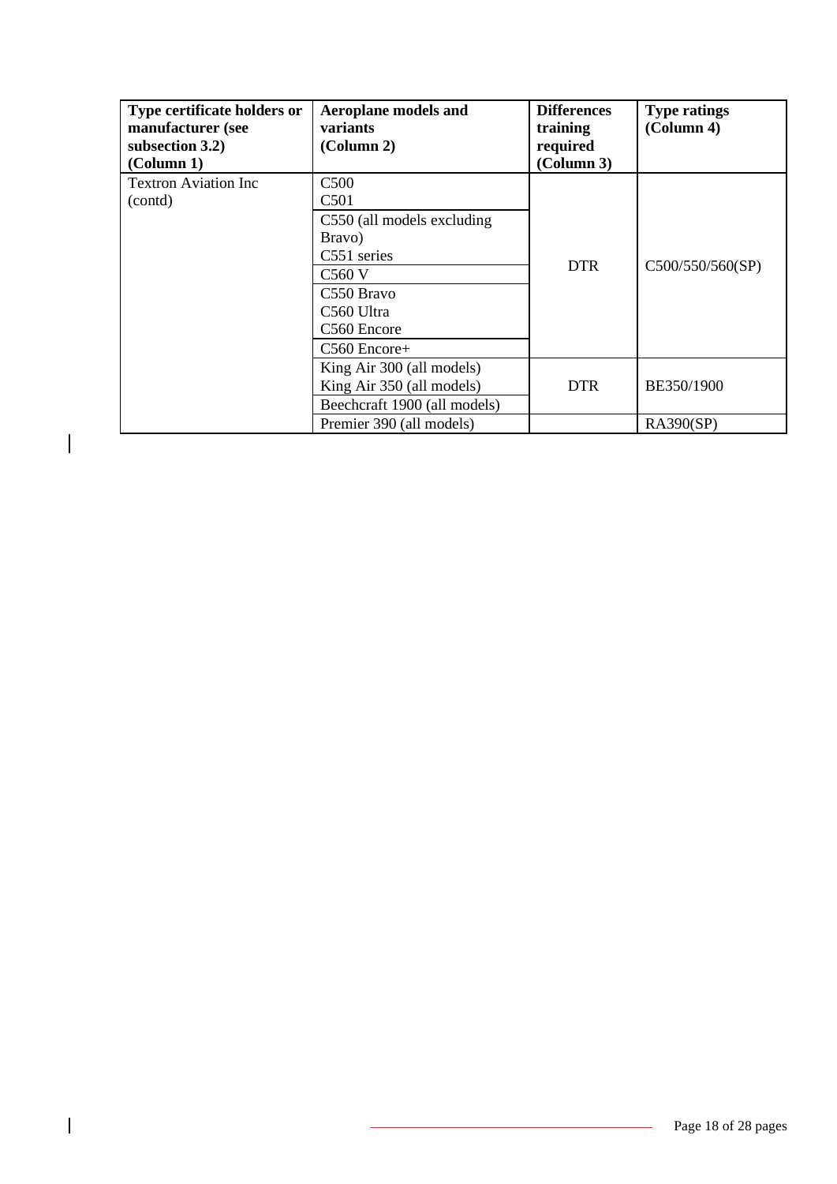| Type certificate holders or manufacturer (see subsection 3.2) (Column 1) | Aeroplane models and variants (Column 2) | Differences training required (Column 3) | Type ratings (Column 4) |
| --- | --- | --- | --- |
| Textron Aviation Inc (contd) | C500<br>C501 | DTR | C500/550/560(SP) |
| | C550 (all models excluding Bravo)<br>C551 series | | |
| | C560 V | | |
| | C550 Bravo<br>C560 Ultra<br>C560 Encore | | |
| | C560 Encore+ | | |
| | King Air 300 (all models)<br>King Air 350 (all models) | DTR | BE350/1900 |
| | Beechcraft 1900 (all models) | | |
| | Premier 390 (all models) | | RA390(SP) |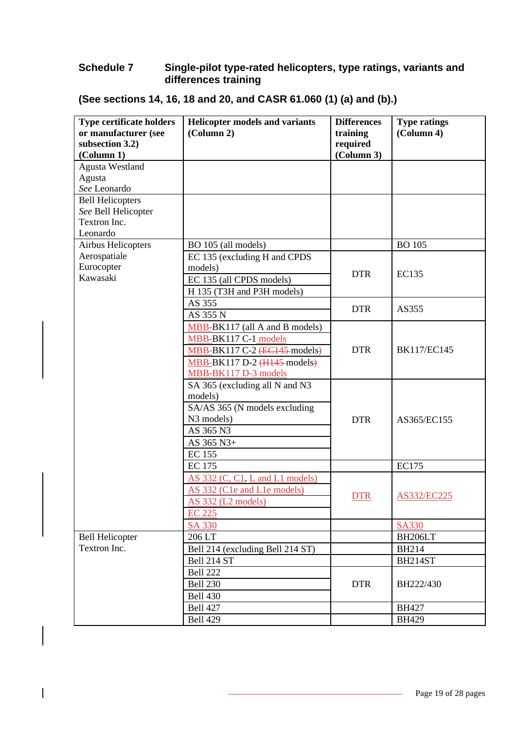**Schedule 7 Single-pilot type-rated helicopters, type ratings, variants and differences training**

**(See sections 14, 16, 18 and 20, and CASR 61.060 (1) (a) and (b).)**

| Type certificate holders or manufacturer (see subsection 3.2) (Column 1) | Helicopter models and variants (Column 2) | Differences training required (Column 3) | Type ratings (Column 4) |
|---|---|---|---|
| Agusta Westland<br>Agusta<br>*See* Leonardo | | | |
| Bell Helicopters<br>*See* Bell Helicopter Textron Inc.<br>Leonardo | | | |
| Airbus Helicopters<br>Aerospatiale<br>Eurocopter<br>Kawasaki | BO 105 (all models) | | BO 105 |
| | EC 135 (excluding H and CPDS models) | DTR | EC135 |
| | EC 135 (all CPDS models) | | |
| | H 135 (T3H and P3H models) | | |
| | AS 355 | DTR | AS355 |
| | AS 355 N | | |
| | MBB-BK117 (all A and B models) | DTR | BK117/EC145 |
| | MBB-BK117 C-1 models | | |
| | MBB-BK117 C-2 ~~(EC145~~ models~~)~~ | | |
| | MBB-BK117 D-2 ~~(H145~~ models~~)~~ | | |
| | MBB-BK117 D-3 models | | |
| | SA 365 (excluding all N and N3 models) | DTR | AS365/EC155 |
| | SA/AS 365 (N models excluding N3 models) | | |
| | AS 365 N3 | | |
| | AS 365 N3+ | | |
| | EC 155 | | |
| | EC 175 | | EC175 |
| | AS 332 (C, C1, L and L1 models) | DTR | AS332/EC225 |
| | AS 332 (C1e and L1e models) | | |
| | AS 332 (L2 models) | | |
| | EC 225 | | |
| | SA 330 | | SA330 |
| Bell Helicopter Textron Inc. | 206 LT | | BH206LT |
| | Bell 214 (excluding Bell 214 ST) | | BH214 |
| | Bell 214 ST | | BH214ST |
| | Bell 222 | DTR | BH222/430 |
| | Bell 230 | | |
| | Bell 430 | | |
| | Bell 427 | | BH427 |
| | Bell 429 | | BH429 |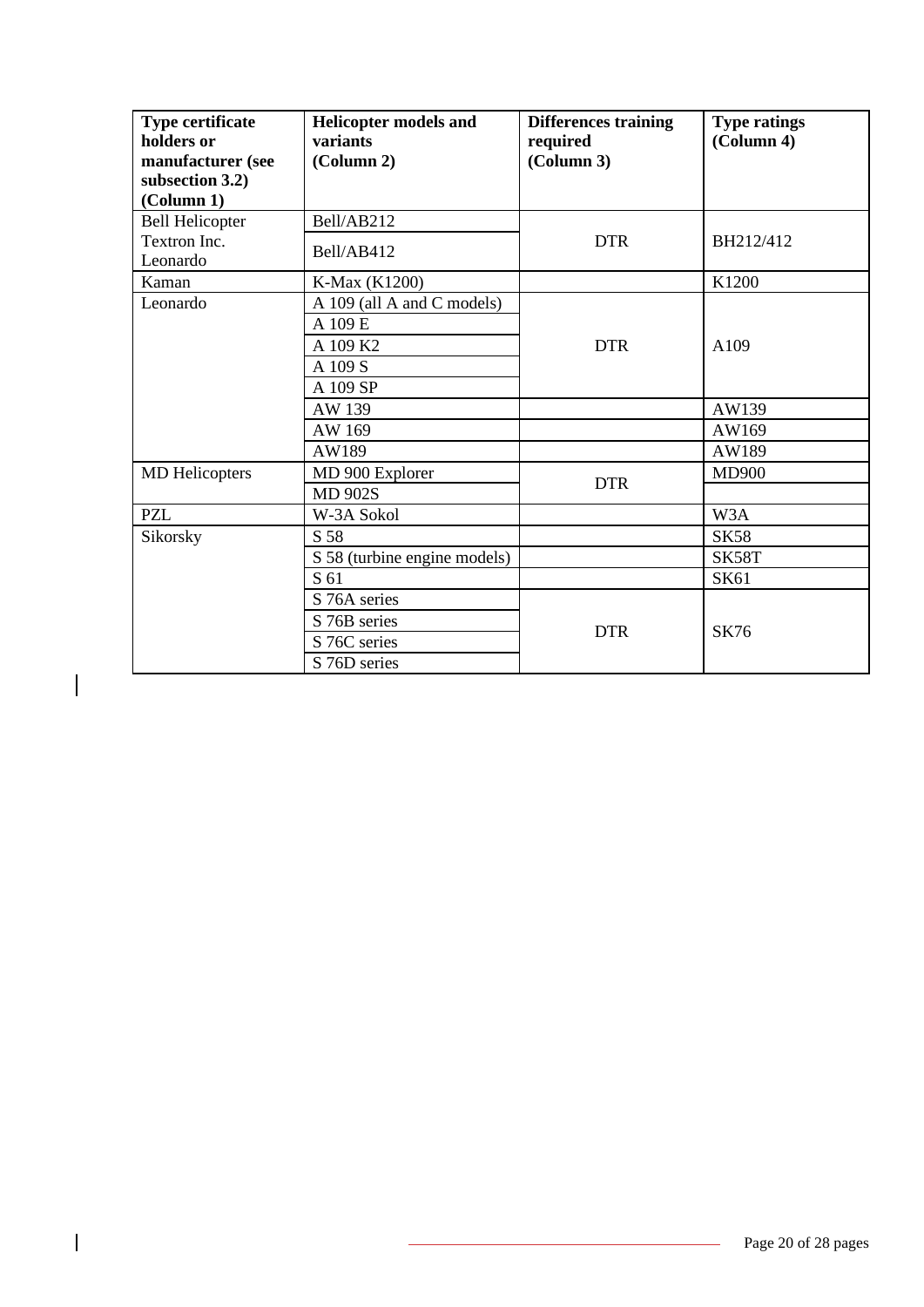| Type certificate holders or manufacturer (see subsection 3.2) (Column 1) | Helicopter models and variants (Column 2) | Differences training required (Column 3) | Type ratings (Column 4) |
|---|---|---|---|
| Bell Helicopter Textron Inc. Leonardo | Bell/AB212 | DTR | BH212/412 |
| | Bell/AB412 | | |
| Kaman | K-Max (K1200) | | K1200 |
| Leonardo | A 109 (all A and C models) | DTR | A109 |
| | A 109 E | | |
| | A 109 K2 | | |
| | A 109 S | | |
| | A 109 SP | | |
| | AW 139 | | AW139 |
| | AW 169 | | AW169 |
| | AW189 | | AW189 |
| MD Helicopters | MD 900 Explorer | DTR | MD900 |
| | MD 902S | | |
| PZL | W-3A Sokol | | W3A |
| Sikorsky | S 58 | | SK58 |
| | S 58 (turbine engine models) | | SK58T |
| | S 61 | | SK61 |
| | S 76A series | DTR | SK76 |
| | S 76B series | | |
| | S 76C series | | |
| | S 76D series | | |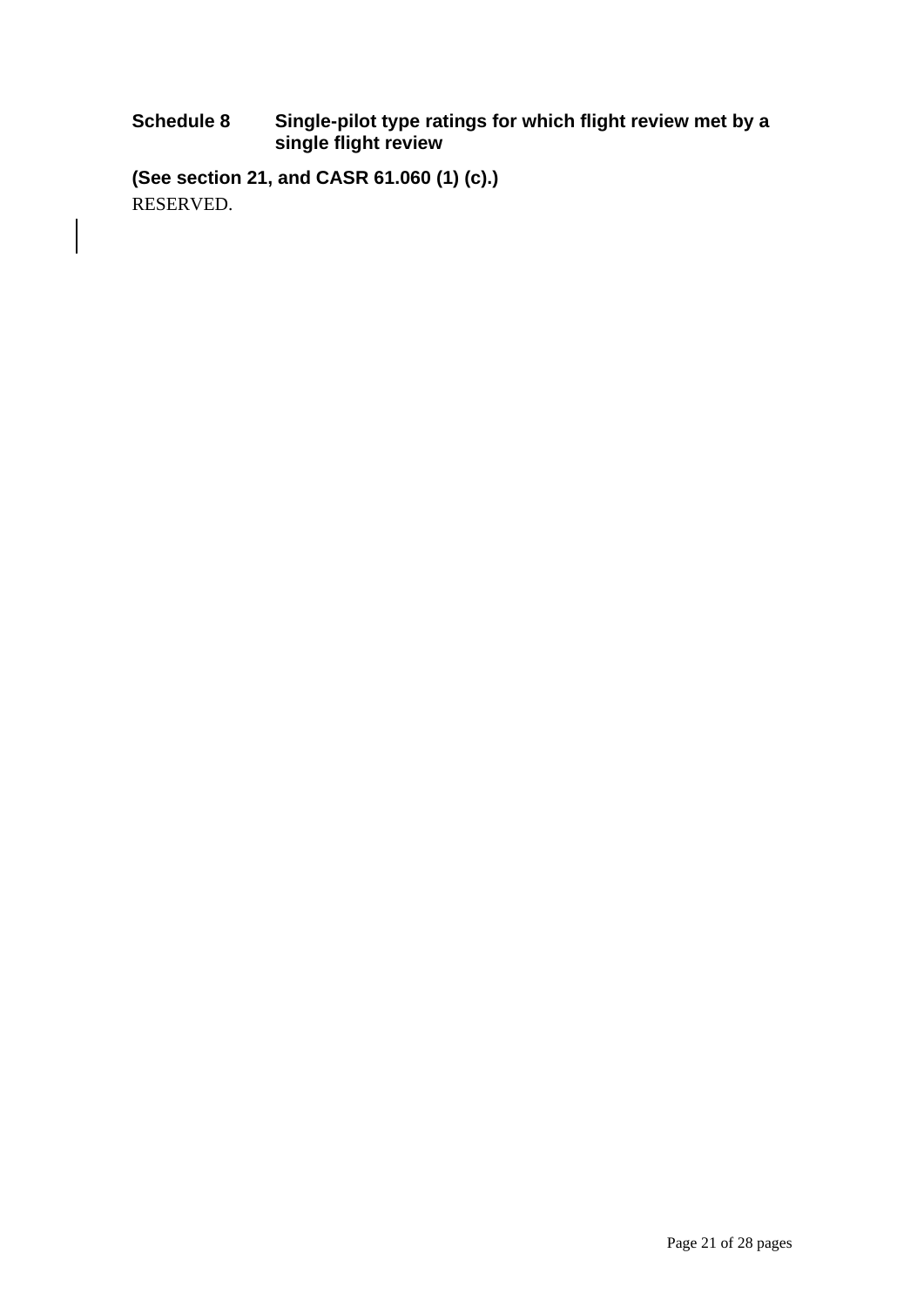## Schedule 8 Single-pilot type ratings for which flight review met by a single flight review

**(See section 21, and CASR 61.060 (1) (c).)**

RESERVED.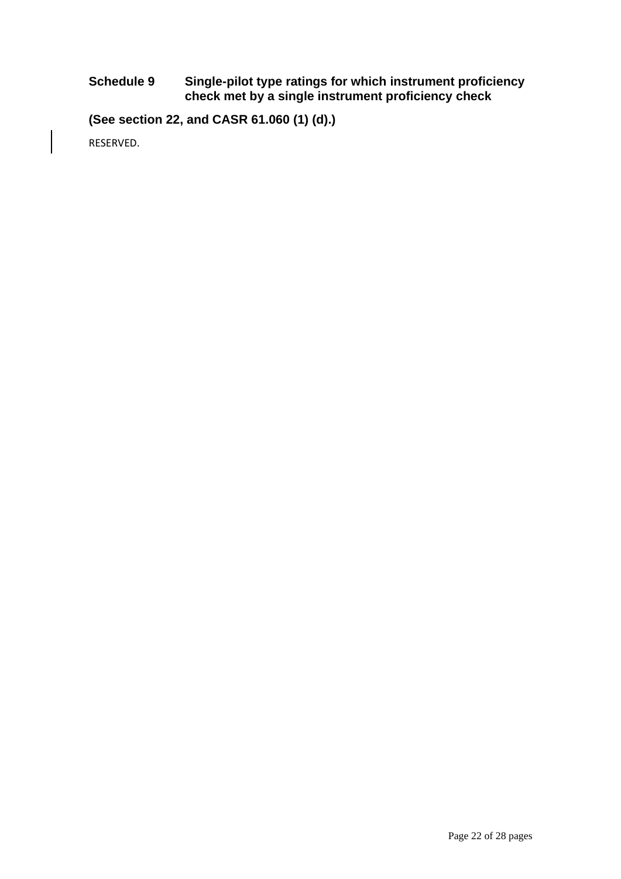## Schedule 9 Single-pilot type ratings for which instrument proficiency check met by a single instrument proficiency check

**(See section 22, and CASR 61.060 (1) (d).)**

RESERVED.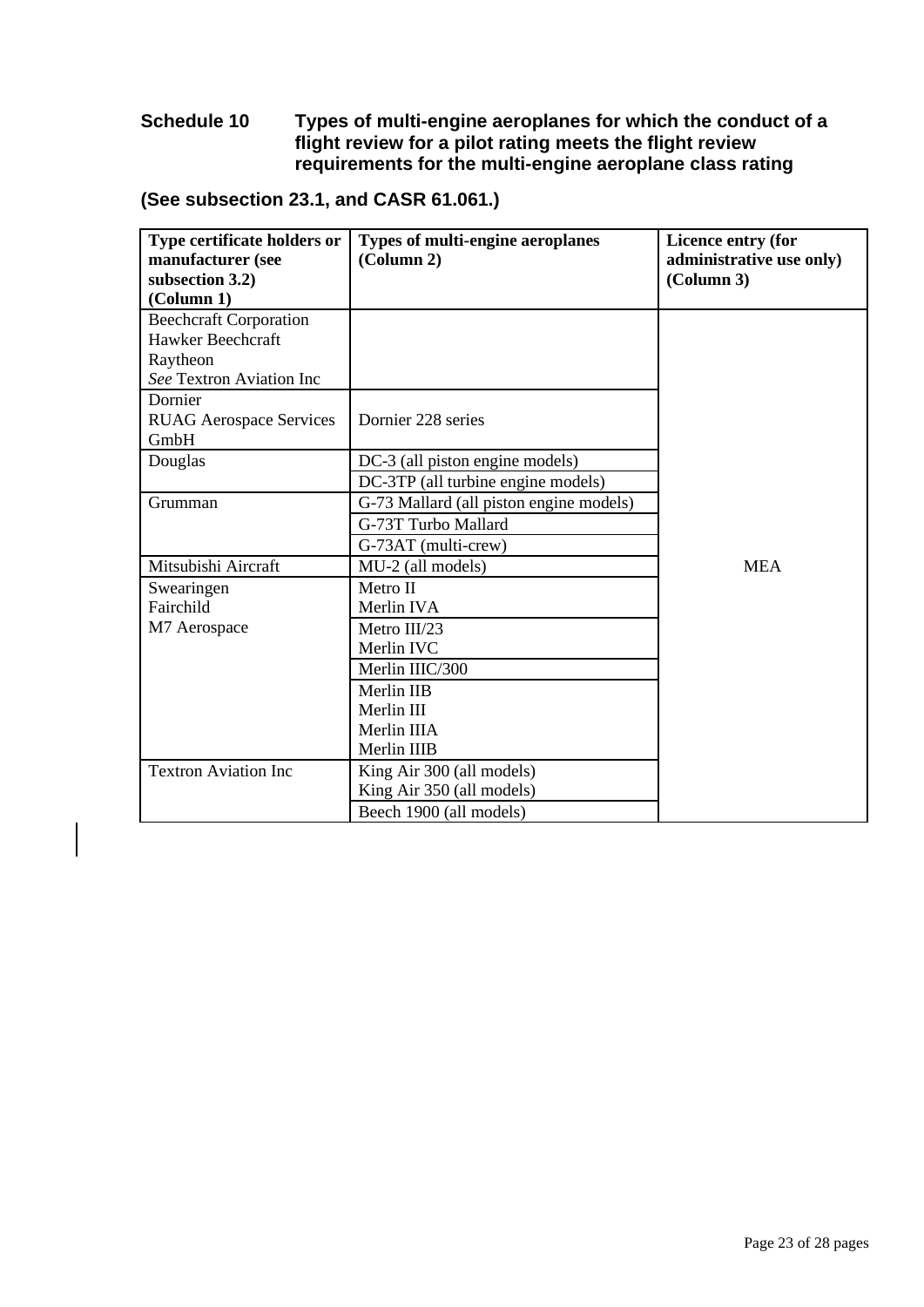## Schedule 10 Types of multi-engine aeroplanes for which the conduct of a flight review for a pilot rating meets the flight review requirements for the multi-engine aeroplane class rating

**(See subsection 23.1, and CASR 61.061.)**

| Type certificate holders or manufacturer (see subsection 3.2) (Column 1) | Types of multi-engine aeroplanes (Column 2) | Licence entry (for administrative use only) (Column 3) |
|---|---|---|
| Beechcraft Corporation<br>Hawker Beechcraft<br>Raytheon<br>*See* Textron Aviation Inc | | MEA |
| Dornier<br>RUAG Aerospace Services GmbH | Dornier 228 series | |
| Douglas | DC-3 (all piston engine models) | |
| | DC-3TP (all turbine engine models) | |
| Grumman | G-73 Mallard (all piston engine models) | |
| | G-73T Turbo Mallard | |
| | G-73AT (multi-crew) | |
| Mitsubishi Aircraft | MU-2 (all models) | |
| Swearingen<br>Fairchild<br>M7 Aerospace | Metro II<br>Merlin IVA | |
| | Metro III/23<br>Merlin IVC | |
| | Merlin IIIC/300 | |
| | Merlin IIB<br>Merlin III<br>Merlin IIIA<br>Merlin IIIB | |
| Textron Aviation Inc | King Air 300 (all models)<br>King Air 350 (all models) | |
| | Beech 1900 (all models) | |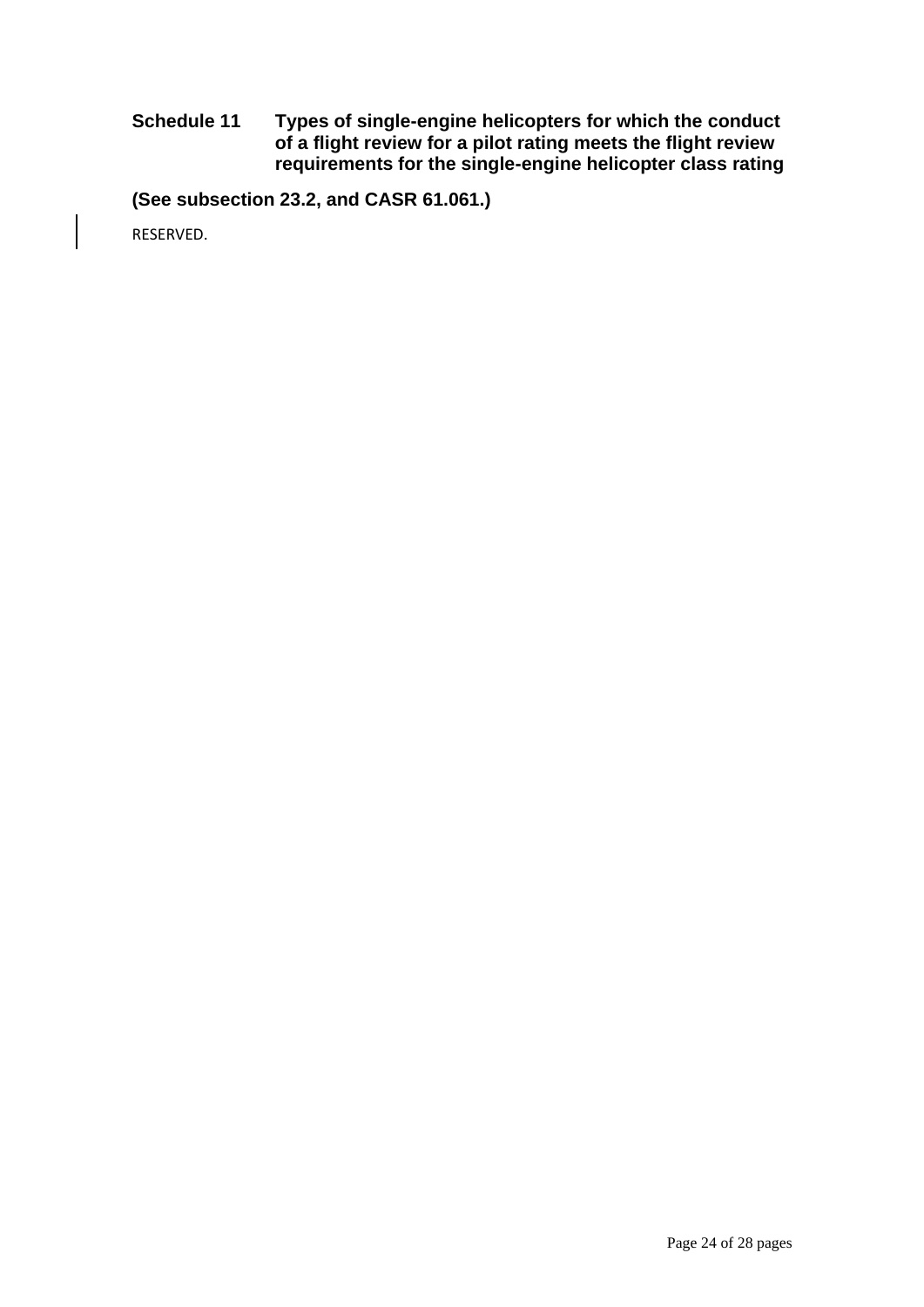## Schedule 11 Types of single-engine helicopters for which the conduct of a flight review for a pilot rating meets the flight review requirements for the single-engine helicopter class rating

**(See subsection 23.2, and CASR 61.061.)**

RESERVED.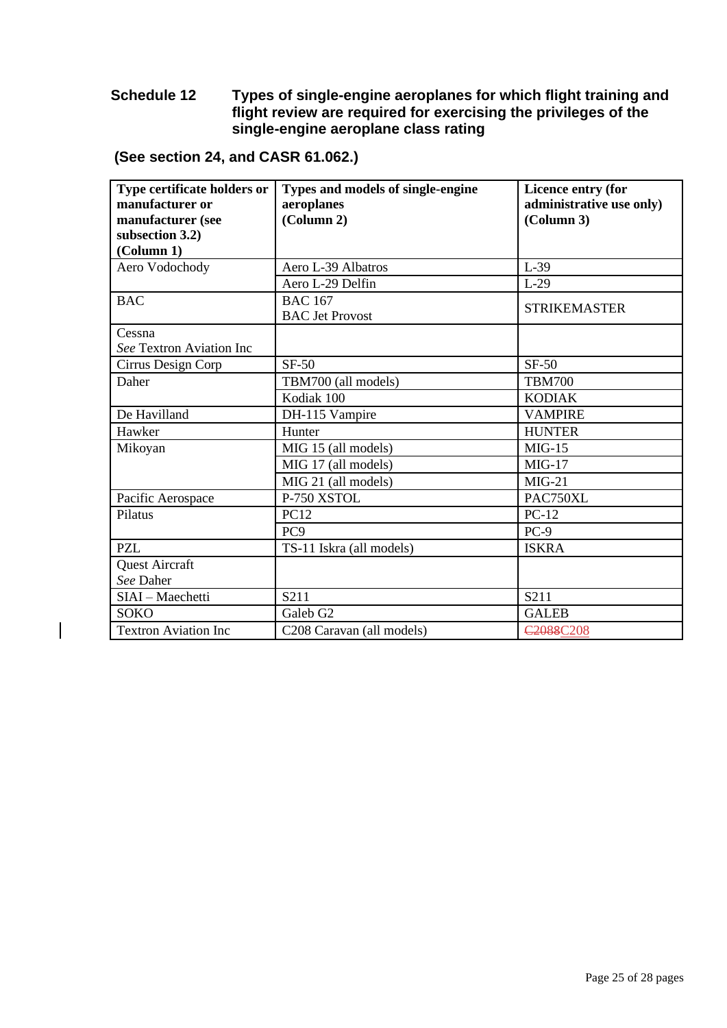## Schedule 12 Types of single-engine aeroplanes for which flight training and flight review are required for exercising the privileges of the single-engine aeroplane class rating

**(See section 24, and CASR 61.062.)**

| Type certificate holders or manufacturer or manufacturer (see subsection 3.2) (Column 1) | Types and models of single-engine aeroplanes (Column 2) | Licence entry (for administrative use only) (Column 3) |
|---|---|---|
| Aero Vodochody | Aero L-39 Albatros | L-39 |
| | Aero L-29 Delfin | L-29 |
| BAC | BAC 167<br>BAC Jet Provost | STRIKEMASTER |
| Cessna<br>*See* Textron Aviation Inc | | |
| Cirrus Design Corp | SF-50 | SF-50 |
| Daher | TBM700 (all models) | TBM700 |
| | Kodiak 100 | KODIAK |
| De Havilland | DH-115 Vampire | VAMPIRE |
| Hawker | Hunter | HUNTER |
| Mikoyan | MIG 15 (all models) | MIG-15 |
| | MIG 17 (all models) | MIG-17 |
| | MIG 21 (all models) | MIG-21 |
| Pacific Aerospace | P-750 XSTOL | PAC750XL |
| Pilatus | PC12 | PC-12 |
| | PC9 | PC-9 |
| PZL | TS-11 Iskra (all models) | ISKRA |
| Quest Aircraft<br>*See* Daher | | |
| SIAI – Maechetti | S211 | S211 |
| SOKO | Galeb G2 | GALEB |
| Textron Aviation Inc | C208 Caravan (all models) | ~~C2088~~C208 |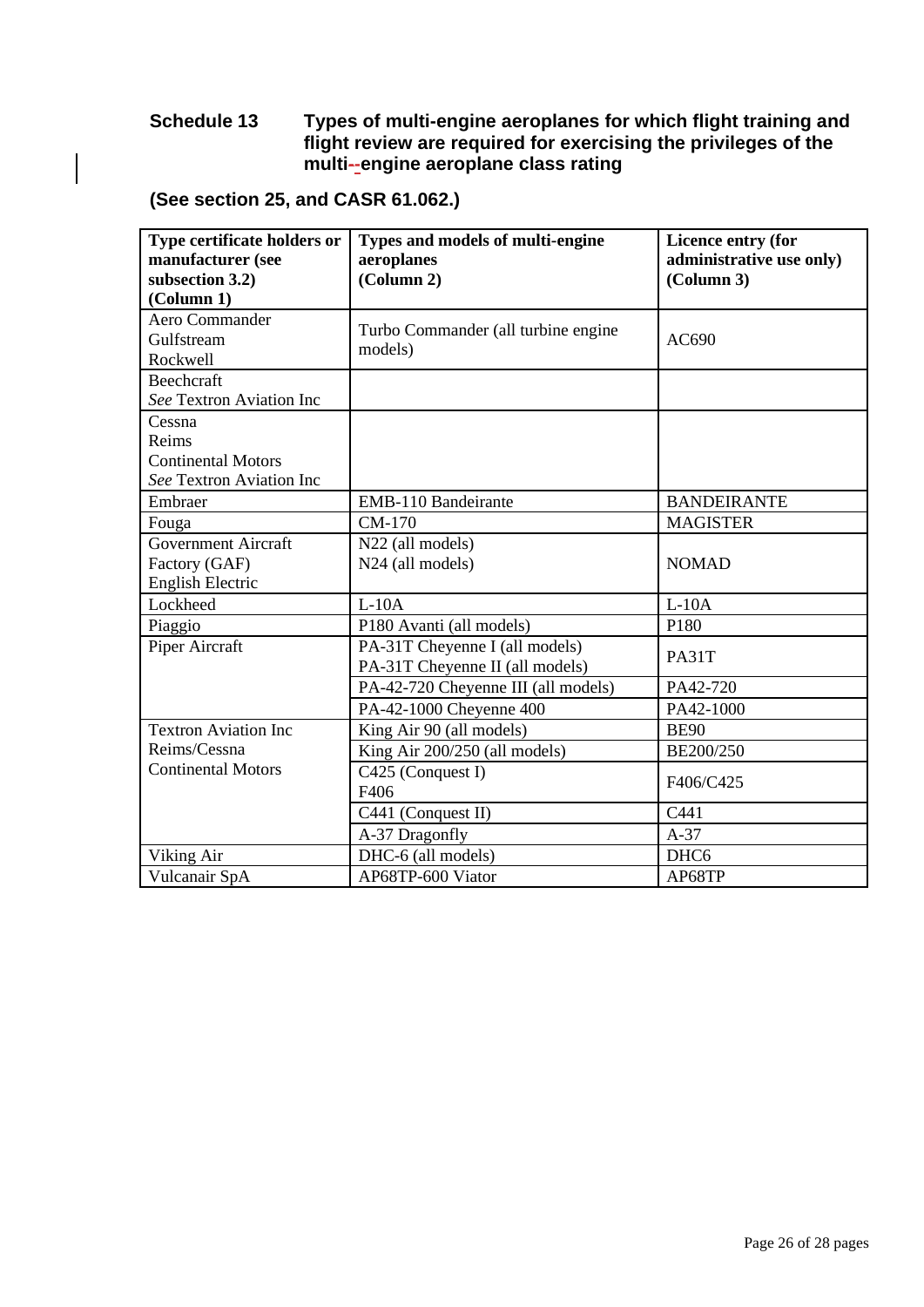## Schedule 13 Types of multi-engine aeroplanes for which flight training and flight review are required for exercising the privileges of the multi-engine aeroplane class rating

**(See section 25, and CASR 61.062.)**

| Type certificate holders or manufacturer (see subsection 3.2) (Column 1) | Types and models of multi-engine aeroplanes (Column 2) | Licence entry (for administrative use only) (Column 3) |
|---|---|---|
| Aero Commander<br>Gulfstream<br>Rockwell | Turbo Commander (all turbine engine models) | AC690 |
| Beechcraft<br>*See* Textron Aviation Inc | | |
| Cessna<br>Reims<br>Continental Motors<br>*See* Textron Aviation Inc | | |
| Embraer | EMB-110 Bandeirante | BANDEIRANTE |
| Fouga | CM-170 | MAGISTER |
| Government Aircraft Factory (GAF)<br>English Electric | N22 (all models)<br>N24 (all models) | NOMAD |
| Lockheed | L-10A | L-10A |
| Piaggio | P180 Avanti (all models) | P180 |
| Piper Aircraft | PA-31T Cheyenne I (all models)<br>PA-31T Cheyenne II (all models) | PA31T |
| | PA-42-720 Cheyenne III (all models) | PA42-720 |
| | PA-42-1000 Cheyenne 400 | PA42-1000 |
| Textron Aviation Inc<br>Reims/Cessna<br>Continental Motors | King Air 90 (all models) | BE90 |
| | King Air 200/250 (all models) | BE200/250 |
| | C425 (Conquest I)<br>F406 | F406/C425 |
| | C441 (Conquest II) | C441 |
| | A-37 Dragonfly | A-37 |
| Viking Air | DHC-6 (all models) | DHC6 |
| Vulcanair SpA | AP68TP-600 Viator | AP68TP |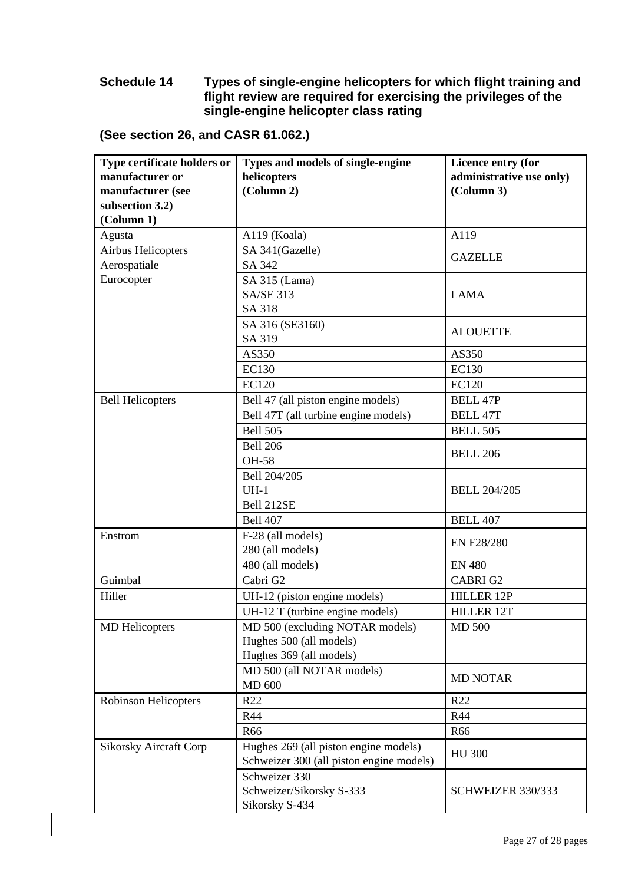## Schedule 14 Types of single-engine helicopters for which flight training and flight review are required for exercising the privileges of the single-engine helicopter class rating

**(See section 26, and CASR 61.062.)**

| Type certificate holders or manufacturer or manufacturer (see subsection 3.2) (Column 1) | Types and models of single-engine helicopters (Column 2) | Licence entry (for administrative use only) (Column 3) |
|---|---|---|
| Agusta | A119 (Koala) | A119 |
| Airbus Helicopters<br>Aerospatiale<br>Eurocopter | SA 341(Gazelle)<br>SA 342 | GAZELLE |
| | SA 315 (Lama)<br>SA/SE 313<br>SA 318 | LAMA |
| | SA 316 (SE3160)<br>SA 319 | ALOUETTE |
| | AS350 | AS350 |
| | EC130 | EC130 |
| | EC120 | EC120 |
| Bell Helicopters | Bell 47 (all piston engine models) | BELL 47P |
| | Bell 47T (all turbine engine models) | BELL 47T |
| | Bell 505 | BELL 505 |
| | Bell 206<br>OH-58 | BELL 206 |
| | Bell 204/205<br>UH-1<br>Bell 212SE | BELL 204/205 |
| | Bell 407 | BELL 407 |
| Enstrom | F-28 (all models)<br>280 (all models) | EN F28/280 |
| | 480 (all models) | EN 480 |
| Guimbal | Cabri G2 | CABRI G2 |
| Hiller | UH-12 (piston engine models) | HILLER 12P |
| | UH-12 T (turbine engine models) | HILLER 12T |
| MD Helicopters | MD 500 (excluding NOTAR models)<br>Hughes 500 (all models)<br>Hughes 369 (all models) | MD 500 |
| | MD 500 (all NOTAR models)<br>MD 600 | MD NOTAR |
| Robinson Helicopters | R22 | R22 |
| | R44 | R44 |
| | R66 | R66 |
| Sikorsky Aircraft Corp | Hughes 269 (all piston engine models)<br>Schweizer 300 (all piston engine models) | HU 300 |
| | Schweizer 330<br>Schweizer/Sikorsky S-333<br>Sikorsky S-434 | SCHWEIZER 330/333 |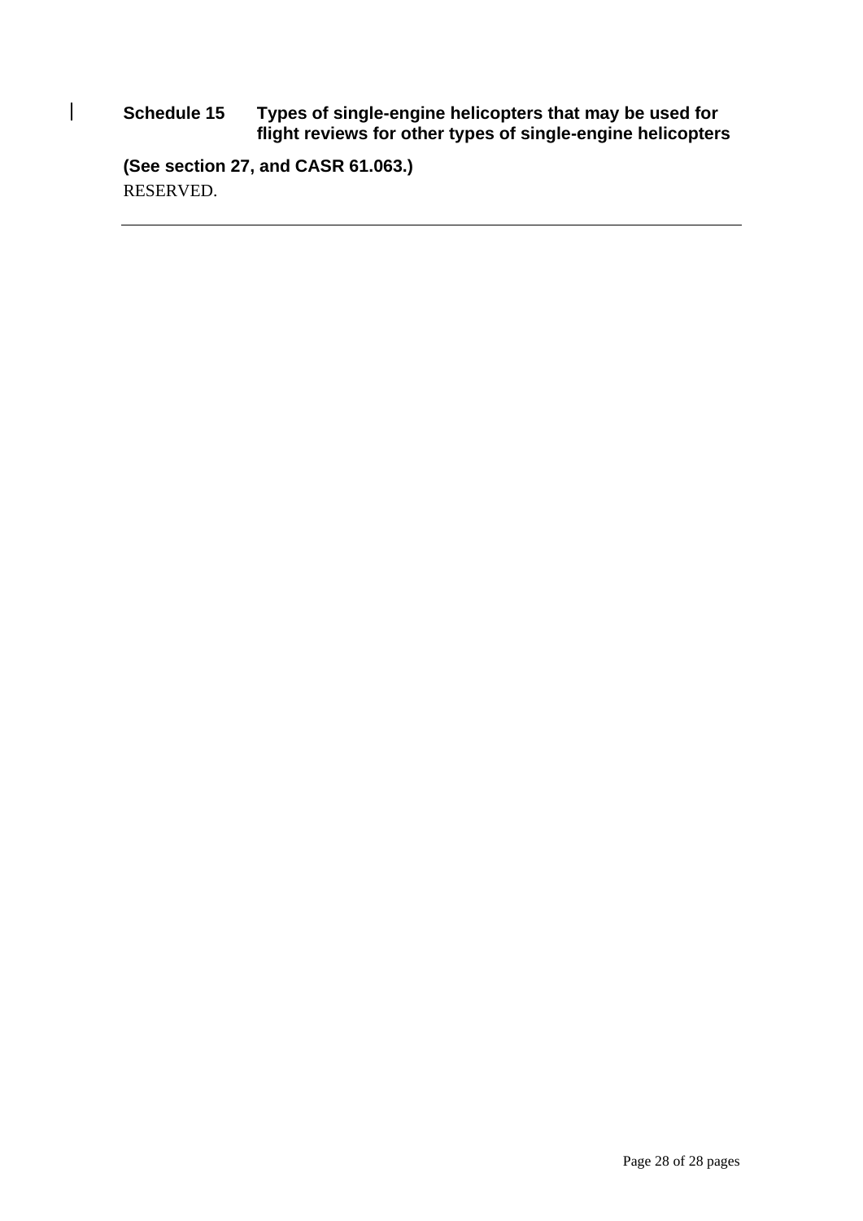## Schedule 15 Types of single-engine helicopters that may be used for flight reviews for other types of single-engine helicopters

**(See section 27, and CASR 61.063.)**

RESERVED.